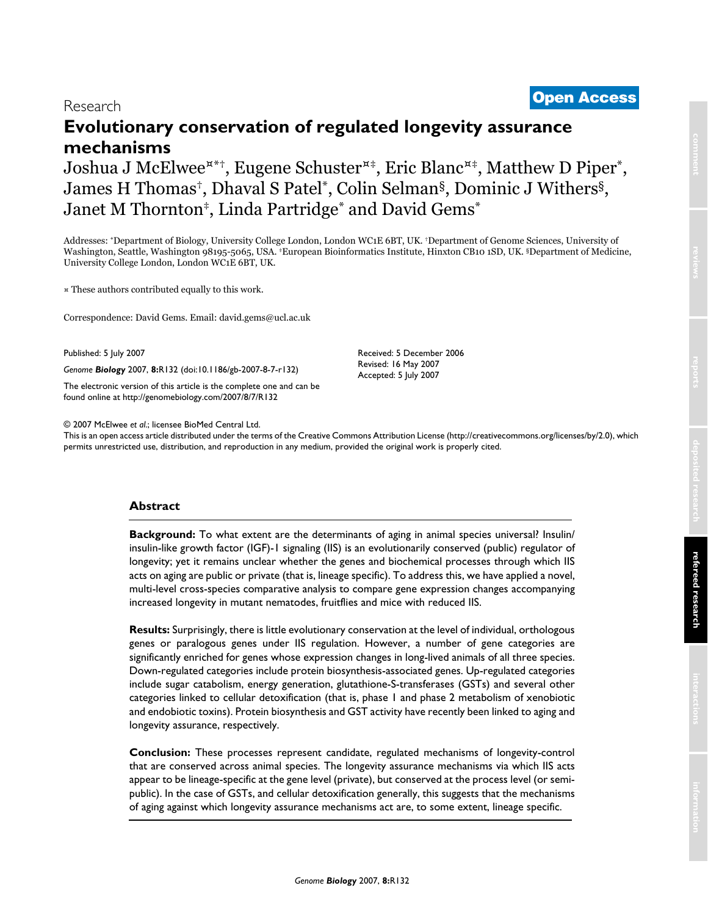Research

**Open Access**

# Evolutionary conservation of regulated longevity assurance mechanisms

Joshua J McElwee[¤*†], Eugene Schuster[¤‡], Eric Blanc[¤‡], Matthew D Piper[*], James H Thomas[†], Dhaval S Patel[*], Colin Selman[§], Dominic J Withers[§], Janet M Thornton[‡], Linda Partridge[*] and David Gems[*]

Addresses: [*]Department of Biology, University College London, London WC1E 6BT, UK. [†]Department of Genome Sciences, University of Washington, Seattle, Washington 98195-5065, USA. [‡]European Bioinformatics Institute, Hinxton CB10 1SD, UK. [§]Department of Medicine, University College London, London WC1E 6BT, UK.

¤ These authors contributed equally to this work.

Correspondence: David Gems. Email: david.gems@ucl.ac.uk

Published: 5 July 2007

*Genome **Biology*** 2007, **8:**R132 (doi:10.1186/gb-2007-8-7-r132)

The electronic version of this article is the complete one and can be found online at http://genomebiology.com/2007/8/7/R132

Received: 5 December 2006
Revised: 16 May 2007
Accepted: 5 July 2007

© 2007 McElwee *et al.*; licensee BioMed Central Ltd.
This is an open access article distributed under the terms of the Creative Commons Attribution License (http://creativecommons.org/licenses/by/2.0), which permits unrestricted use, distribution, and reproduction in any medium, provided the original work is properly cited.

## Abstract

**Background:** To what extent are the determinants of aging in animal species universal? Insulin/insulin-like growth factor (IGF)-1 signaling (IIS) is an evolutionarily conserved (public) regulator of longevity; yet it remains unclear whether the genes and biochemical processes through which IIS acts on aging are public or private (that is, lineage specific). To address this, we have applied a novel, multi-level cross-species comparative analysis to compare gene expression changes accompanying increased longevity in mutant nematodes, fruitflies and mice with reduced IIS.

**Results:** Surprisingly, there is little evolutionary conservation at the level of individual, orthologous genes or paralogous genes under IIS regulation. However, a number of gene categories are significantly enriched for genes whose expression changes in long-lived animals of all three species. Down-regulated categories include protein biosynthesis-associated genes. Up-regulated categories include sugar catabolism, energy generation, glutathione-S-transferases (GSTs) and several other categories linked to cellular detoxification (that is, phase 1 and phase 2 metabolism of xenobiotic and endobiotic toxins). Protein biosynthesis and GST activity have recently been linked to aging and longevity assurance, respectively.

**Conclusion:** These processes represent candidate, regulated mechanisms of longevity-control that are conserved across animal species. The longevity assurance mechanisms via which IIS acts appear to be lineage-specific at the gene level (private), but conserved at the process level (or semi-public). In the case of GSTs, and cellular detoxification generally, this suggests that the mechanisms of aging against which longevity assurance mechanisms act are, to some extent, lineage specific.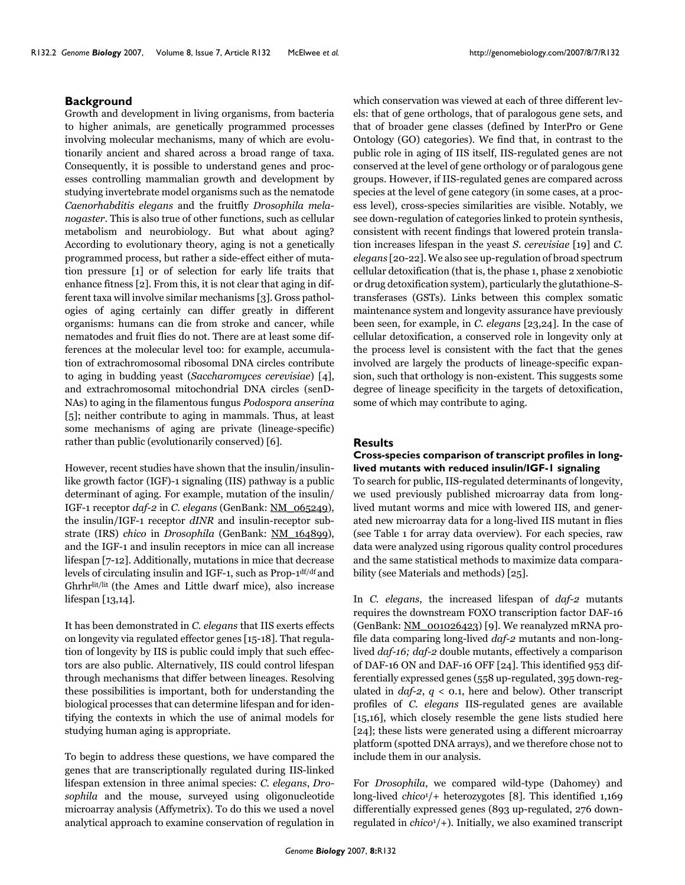## Background

Growth and development in living organisms, from bacteria to higher animals, are genetically programmed processes involving molecular mechanisms, many of which are evolutionarily ancient and shared across a broad range of taxa. Consequently, it is possible to understand genes and processes controlling mammalian growth and development by studying invertebrate model organisms such as the nematode *Caenorhabditis elegans* and the fruitfly *Drosophila melanogaster*. This is also true of other functions, such as cellular metabolism and neurobiology. But what about aging? According to evolutionary theory, aging is not a genetically programmed process, but rather a side-effect either of mutation pressure [1] or of selection for early life traits that enhance fitness [2]. From this, it is not clear that aging in different taxa will involve similar mechanisms [3]. Gross pathologies of aging certainly can differ greatly in different organisms: humans can die from stroke and cancer, while nematodes and fruit flies do not. There are at least some differences at the molecular level too: for example, accumulation of extrachromosomal ribosomal DNA circles contribute to aging in budding yeast (*Saccharomyces cerevisiae*) [4], and extrachromosomal mitochondrial DNA circles (senDNAs) to aging in the filamentous fungus *Podospora anserina* [5]; neither contribute to aging in mammals. Thus, at least some mechanisms of aging are private (lineage-specific) rather than public (evolutionarily conserved) [6].

However, recent studies have shown that the insulin/insulin-like growth factor (IGF)-1 signaling (IIS) pathway is a public determinant of aging. For example, mutation of the insulin/IGF-1 receptor *daf-2* in *C. elegans* (GenBank: NM_065249), the insulin/IGF-1 receptor *dINR* and insulin-receptor substrate (IRS) *chico* in *Drosophila* (GenBank: NM_164899), and the IGF-1 and insulin receptors in mice can all increase lifespan [7-12]. Additionally, mutations in mice that decrease levels of circulating insulin and IGF-1, such as Prop-1$^{df/df}$ and Ghrhr$^{lit/lit}$ (the Ames and Little dwarf mice), also increase lifespan [13,14].

It has been demonstrated in *C. elegans* that IIS exerts effects on longevity via regulated effector genes [15-18]. That regulation of longevity by IIS is public could imply that such effectors are also public. Alternatively, IIS could control lifespan through mechanisms that differ between lineages. Resolving these possibilities is important, both for understanding the biological processes that can determine lifespan and for identifying the contexts in which the use of animal models for studying human aging is appropriate.

To begin to address these questions, we have compared the genes that are transcriptionally regulated during IIS-linked lifespan extension in three animal species: *C. elegans*, *Drosophila* and the mouse, surveyed using oligonucleotide microarray analysis (Affymetrix). To do this we used a novel analytical approach to examine conservation of regulation in which conservation was viewed at each of three different levels: that of gene orthologs, that of paralogous gene sets, and that of broader gene classes (defined by InterPro or Gene Ontology (GO) categories). We find that, in contrast to the public role in aging of IIS itself, IIS-regulated genes are not conserved at the level of gene orthology or of paralogous gene groups. However, if IIS-regulated genes are compared across species at the level of gene category (in some cases, at a process level), cross-species similarities are visible. Notably, we see down-regulation of categories linked to protein synthesis, consistent with recent findings that lowered protein translation increases lifespan in the yeast *S. cerevisiae* [19] and *C. elegans* [20-22]. We also see up-regulation of broad spectrum cellular detoxification (that is, the phase 1, phase 2 xenobiotic or drug detoxification system), particularly the glutathione-S-transferases (GSTs). Links between this complex somatic maintenance system and longevity assurance have previously been seen, for example, in *C. elegans* [23,24]. In the case of cellular detoxification, a conserved role in longevity only at the process level is consistent with the fact that the genes involved are largely the products of lineage-specific expansion, such that orthology is non-existent. This suggests some degree of lineage specificity in the targets of detoxification, some of which may contribute to aging.

## Results

### Cross-species comparison of transcript profiles in long-lived mutants with reduced insulin/IGF-1 signaling

To search for public, IIS-regulated determinants of longevity, we used previously published microarray data from long-lived mutant worms and mice with lowered IIS, and generated new microarray data for a long-lived IIS mutant in flies (see Table 1 for array data overview). For each species, raw data were analyzed using rigorous quality control procedures and the same statistical methods to maximize data comparability (see Materials and methods) [25].

In *C. elegans*, the increased lifespan of *daf-2* mutants requires the downstream FOXO transcription factor DAF-16 (GenBank: NM_001026423) [9]. We reanalyzed mRNA profile data comparing long-lived *daf-2* mutants and non-long-lived *daf-16; daf-2* double mutants, effectively a comparison of DAF-16 ON and DAF-16 OFF [24]. This identified 953 differentially expressed genes (558 up-regulated, 395 down-regulated in *daf-2*, $q < 0.1$, here and below). Other transcript profiles of *C. elegans* IIS-regulated genes are available [15,16], which closely resemble the gene lists studied here [24]; these lists were generated using a different microarray platform (spotted DNA arrays), and we therefore chose not to include them in our analysis.

For *Drosophila*, we compared wild-type (Dahomey) and long-lived *chico*$^1$/+ heterozygotes [8]. This identified 1,169 differentially expressed genes (893 up-regulated, 276 down-regulated in *chico*$^1$/+). Initially, we also examined transcript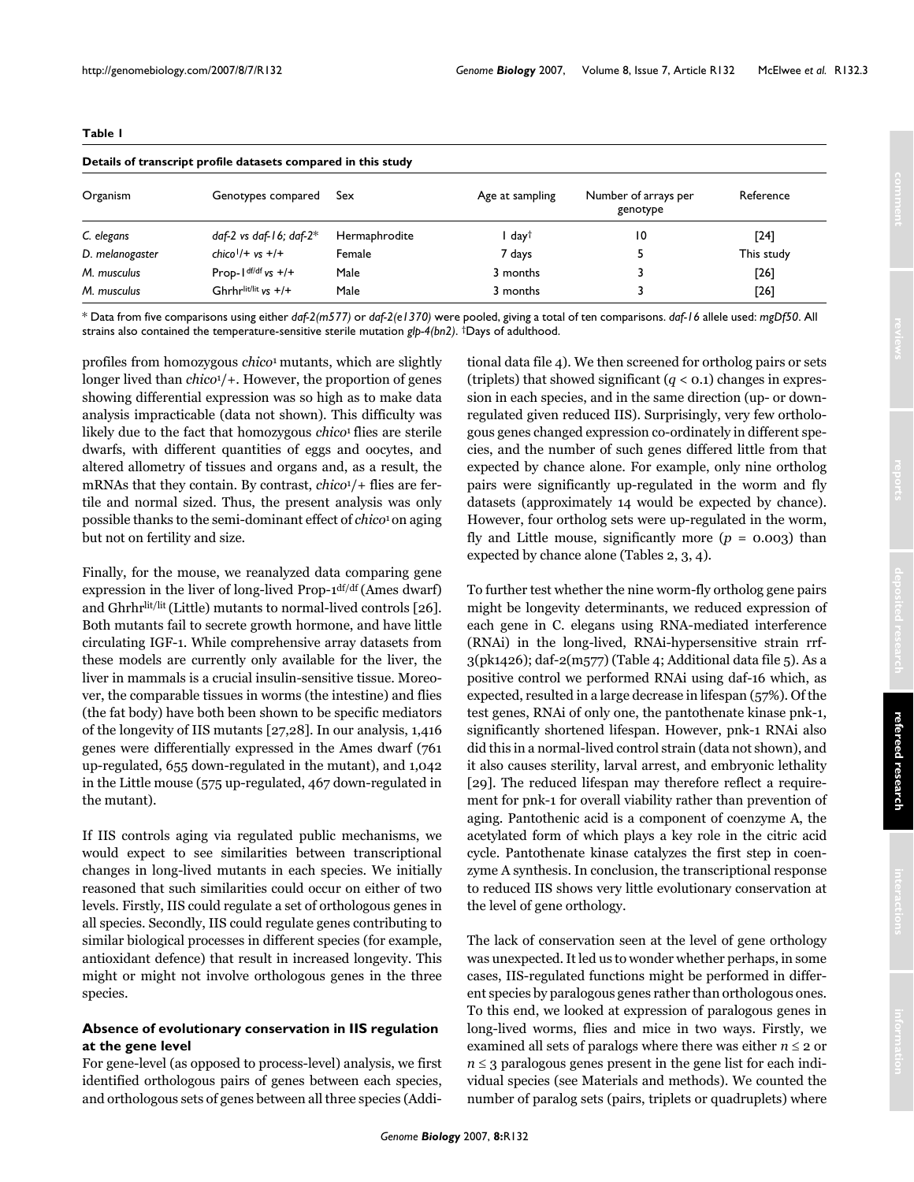**Table 1**

**Details of transcript profile datasets compared in this study**

| Organism | Genotypes compared | Sex | Age at sampling | Number of arrays per genotype | Reference |
|---|---|---|---|---|---|
| *C. elegans* | *daf-2 vs daf-16; daf-2*\* | Hermaphrodite | 1 day† | 10 | [24] |
| *D. melanogaster* | *chico*[1]/+ *vs* +/+ | Female | 7 days | 5 | This study |
| *M. musculus* | Prop-1$^{df/df}$ *vs* +/+ | Male | 3 months | 3 | [26] |
| *M. musculus* | Ghrhr$^{lit/lit}$ *vs* +/+ | Male | 3 months | 3 | [26] |

\* Data from five comparisons using either *daf-2(m577)* or *daf-2(e1370)* were pooled, giving a total of ten comparisons. *daf-16* allele used: *mgDf50*. All strains also contained the temperature-sensitive sterile mutation *glp-4(bn2)*. †Days of adulthood.

profiles from homozygous *chico*[1] mutants, which are slightly longer lived than *chico*[1]/+. However, the proportion of genes showing differential expression was so high as to make data analysis impracticable (data not shown). This difficulty was likely due to the fact that homozygous *chico*[1] flies are sterile dwarfs, with different quantities of eggs and oocytes, and altered allometry of tissues and organs and, as a result, the mRNAs that they contain. By contrast, *chico*[1]/+ flies are fertile and normal sized. Thus, the present analysis was only possible thanks to the semi-dominant effect of *chico*[1] on aging but not on fertility and size.

Finally, for the mouse, we reanalyzed data comparing gene expression in the liver of long-lived Prop-1$^{df/df}$ (Ames dwarf) and Ghrhr$^{lit/lit}$ (Little) mutants to normal-lived controls [26]. Both mutants fail to secrete growth hormone, and have little circulating IGF-1. While comprehensive array datasets from these models are currently only available for the liver, the liver in mammals is a crucial insulin-sensitive tissue. Moreover, the comparable tissues in worms (the intestine) and flies (the fat body) have both been shown to be specific mediators of the longevity of IIS mutants [27,28]. In our analysis, 1,416 genes were differentially expressed in the Ames dwarf (761 up-regulated, 655 down-regulated in the mutant), and 1,042 in the Little mouse (575 up-regulated, 467 down-regulated in the mutant).

If IIS controls aging via regulated public mechanisms, we would expect to see similarities between transcriptional changes in long-lived mutants in each species. We initially reasoned that such similarities could occur on either of two levels. Firstly, IIS could regulate a set of orthologous genes in all species. Secondly, IIS could regulate genes contributing to similar biological processes in different species (for example, antioxidant defence) that result in increased longevity. This might or might not involve orthologous genes in the three species.

### Absence of evolutionary conservation in IIS regulation at the gene level

For gene-level (as opposed to process-level) analysis, we first identified orthologous pairs of genes between each species, and orthologous sets of genes between all three species (Additional data file 4). We then screened for ortholog pairs or sets (triplets) that showed significant ($q < 0.1$) changes in expression in each species, and in the same direction (up- or down-regulated given reduced IIS). Surprisingly, very few orthologous genes changed expression co-ordinately in different species, and the number of such genes differed little from that expected by chance alone. For example, only nine ortholog pairs were significantly up-regulated in the worm and fly datasets (approximately 14 would be expected by chance). However, four ortholog sets were up-regulated in the worm, fly and Little mouse, significantly more ($p = 0.003$) than expected by chance alone (Tables 2, 3, 4).

To further test whether the nine worm-fly ortholog gene pairs might be longevity determinants, we reduced expression of each gene in C. elegans using RNA-mediated interference (RNAi) in the long-lived, RNAi-hypersensitive strain rrf-3(pk1426); daf-2(m577) (Table 4; Additional data file 5). As a positive control we performed RNAi using daf-16 which, as expected, resulted in a large decrease in lifespan (57%). Of the test genes, RNAi of only one, the pantothenate kinase pnk-1, significantly shortened lifespan. However, pnk-1 RNAi also did this in a normal-lived control strain (data not shown), and it also causes sterility, larval arrest, and embryonic lethality [29]. The reduced lifespan may therefore reflect a requirement for pnk-1 for overall viability rather than prevention of aging. Pantothenic acid is a component of coenzyme A, the acetylated form of which plays a key role in the citric acid cycle. Pantothenate kinase catalyzes the first step in coenzyme A synthesis. In conclusion, the transcriptional response to reduced IIS shows very little evolutionary conservation at the level of gene orthology.

The lack of conservation seen at the level of gene orthology was unexpected. It led us to wonder whether perhaps, in some cases, IIS-regulated functions might be performed in different species by paralogous genes rather than orthologous ones. To this end, we looked at expression of paralogous genes in long-lived worms, flies and mice in two ways. Firstly, we examined all sets of paralogs where there was either $n \leq 2$ or $n \leq 3$ paralogous genes present in the gene list for each individual species (see Materials and methods). We counted the number of paralog sets (pairs, triplets or quadruplets) where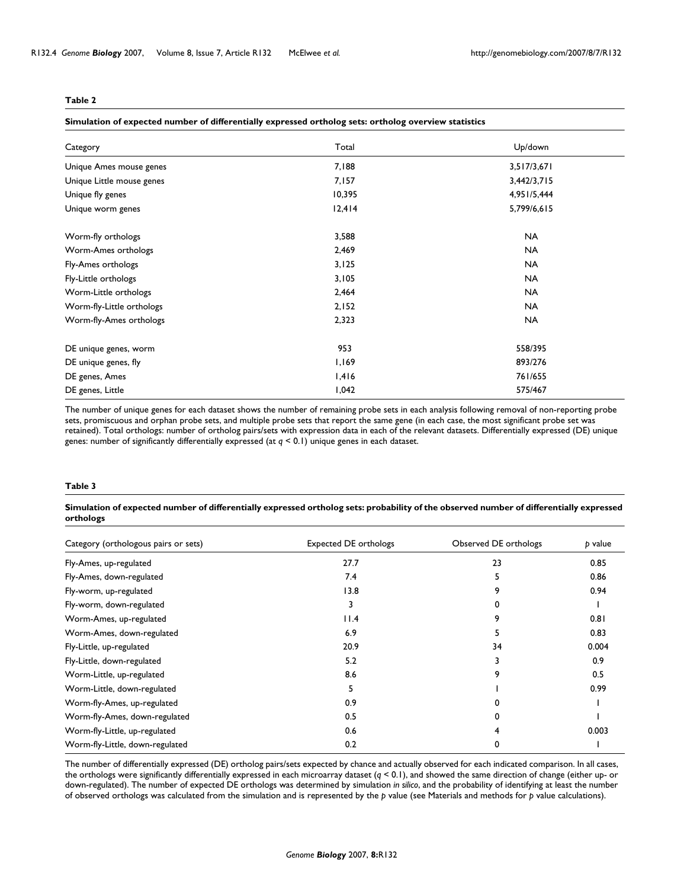**Table 2**

**Simulation of expected number of differentially expressed ortholog sets: ortholog overview statistics**

| Category | Total | Up/down |
|---|---|---|
| Unique Ames mouse genes | 7,188 | 3,517/3,671 |
| Unique Little mouse genes | 7,157 | 3,442/3,715 |
| Unique fly genes | 10,395 | 4,951/5,444 |
| Unique worm genes | 12,414 | 5,799/6,615 |
| Worm-fly orthologs | 3,588 | NA |
| Worm-Ames orthologs | 2,469 | NA |
| Fly-Ames orthologs | 3,125 | NA |
| Fly-Little orthologs | 3,105 | NA |
| Worm-Little orthologs | 2,464 | NA |
| Worm-fly-Little orthologs | 2,152 | NA |
| Worm-fly-Ames orthologs | 2,323 | NA |
| DE unique genes, worm | 953 | 558/395 |
| DE unique genes, fly | 1,169 | 893/276 |
| DE genes, Ames | 1,416 | 761/655 |
| DE genes, Little | 1,042 | 575/467 |

The number of unique genes for each dataset shows the number of remaining probe sets in each analysis following removal of non-reporting probe sets, promiscuous and orphan probe sets, and multiple probe sets that report the same gene (in each case, the most significant probe set was retained). Total orthologs: number of ortholog pairs/sets with expression data in each of the relevant datasets. Differentially expressed (DE) unique genes: number of significantly differentially expressed (at $q < 0.1$) unique genes in each dataset.

**Table 3**

**Simulation of expected number of differentially expressed ortholog sets: probability of the observed number of differentially expressed orthologs**

| Category (orthologous pairs or sets) | Expected DE orthologs | Observed DE orthologs | *p* value |
|---|---|---|---|
| Fly-Ames, up-regulated | 27.7 | 23 | 0.85 |
| Fly-Ames, down-regulated | 7.4 | 5 | 0.86 |
| Fly-worm, up-regulated | 13.8 | 9 | 0.94 |
| Fly-worm, down-regulated | 3 | 0 | 1 |
| Worm-Ames, up-regulated | 11.4 | 9 | 0.81 |
| Worm-Ames, down-regulated | 6.9 | 5 | 0.83 |
| Fly-Little, up-regulated | 20.9 | 34 | 0.004 |
| Fly-Little, down-regulated | 5.2 | 3 | 0.9 |
| Worm-Little, up-regulated | 8.6 | 9 | 0.5 |
| Worm-Little, down-regulated | 5 | 1 | 0.99 |
| Worm-fly-Ames, up-regulated | 0.9 | 0 | 1 |
| Worm-fly-Ames, down-regulated | 0.5 | 0 | 1 |
| Worm-fly-Little, up-regulated | 0.6 | 4 | 0.003 |
| Worm-fly-Little, down-regulated | 0.2 | 0 | 1 |

The number of differentially expressed (DE) ortholog pairs/sets expected by chance and actually observed for each indicated comparison. In all cases, the orthologs were significantly differentially expressed in each microarray dataset ($q < 0.1$), and showed the same direction of change (either up- or down-regulated). The number of expected DE orthologs was determined by simulation *in silico*, and the probability of identifying at least the number of observed orthologs was calculated from the simulation and is represented by the *p* value (see Materials and methods for *p* value calculations).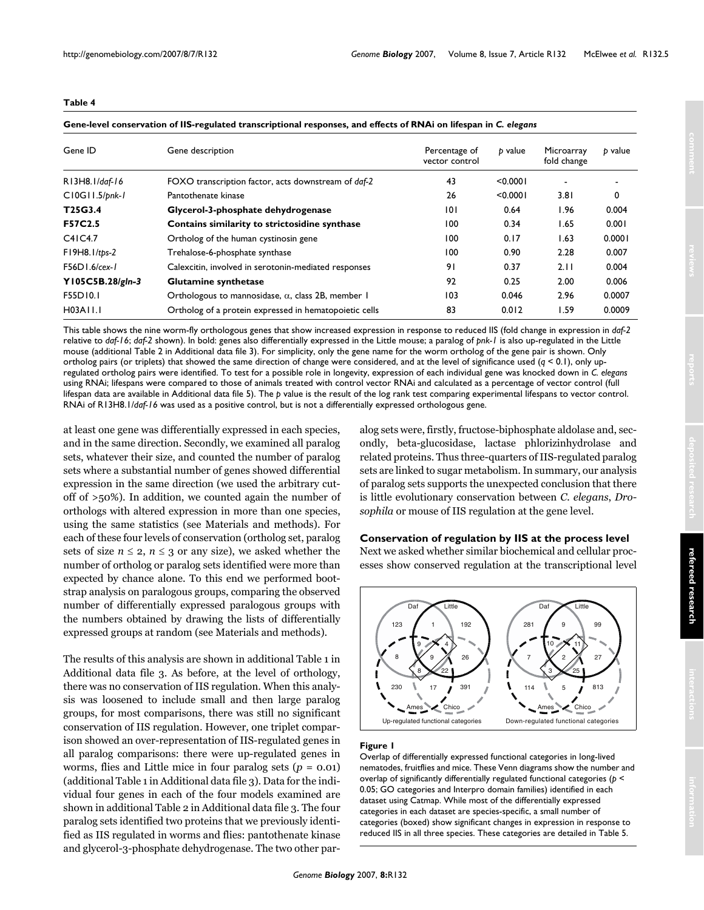**Table 4**

**Gene-level conservation of IIS-regulated transcriptional responses, and effects of RNAi on lifespan in *C. elegans***

| Gene ID | Gene description | Percentage of vector control | *p* value | Microarray fold change | *p* value |
|---|---|---|---|---|---|
| R13H8.1/*daf-16* | FOXO transcription factor, acts downstream of *daf-2* | 43 | <0.0001 | - | - |
| C10G11.5/*pnk-1* | Pantothenate kinase | 26 | <0.0001 | 3.81 | 0 |
| **T25G3.4** | **Glycerol-3-phosphate dehydrogenase** | 101 | 0.64 | 1.96 | 0.004 |
| **F57C2.5** | **Contains similarity to strictosidine synthase** | 100 | 0.34 | 1.65 | 0.001 |
| C41C4.7 | Ortholog of the human cystinosin gene | 100 | 0.17 | 1.63 | 0.0001 |
| F19H8.1/*tps-2* | Trehalose-6-phosphate synthase | 100 | 0.90 | 2.28 | 0.007 |
| F56D1.6/*cex-1* | Calexcitin, involved in serotonin-mediated responses | 91 | 0.37 | 2.11 | 0.004 |
| **Y105C5B.28/*gln-3*** | **Glutamine synthetase** | 92 | 0.25 | 2.00 | 0.006 |
| F55D10.1 | Orthologous to mannosidase, α, class 2B, member 1 | 103 | 0.046 | 2.96 | 0.0007 |
| H03A11.1 | Ortholog of a protein expressed in hematopoietic cells | 83 | 0.012 | 1.59 | 0.0009 |

This table shows the nine worm-fly orthologous genes that show increased expression in response to reduced IIS (fold change in expression in *daf-2* relative to *daf-16*; *daf-2* shown). In bold: genes also differentially expressed in the Little mouse; a paralog of *pnk-1* is also up-regulated in the Little mouse (additional Table 2 in Additional data file 3). For simplicity, only the gene name for the worm ortholog of the gene pair is shown. Only ortholog pairs (or triplets) that showed the same direction of change were considered, and at the level of significance used ($q < 0.1$), only up-regulated ortholog pairs were identified. To test for a possible role in longevity, expression of each individual gene was knocked down in *C. elegans* using RNAi; lifespans were compared to those of animals treated with control vector RNAi and calculated as a percentage of vector control (full lifespan data are available in Additional data file 5). The *p* value is the result of the log rank test comparing experimental lifespans to vector control. RNAi of R13H8.1/*daf-16* was used as a positive control, but is not a differentially expressed orthologous gene.

at least one gene was differentially expressed in each species, and in the same direction. Secondly, we examined all paralog sets, whatever their size, and counted the number of paralog sets where a substantial number of genes showed differential expression in the same direction (we used the arbitrary cut-off of >50%). In addition, we counted again the number of orthologs with altered expression in more than one species, using the same statistics (see Materials and methods). For each of these four levels of conservation (ortholog set, paralog sets of size $n \leq 2$, $n \leq 3$ or any size), we asked whether the number of ortholog or paralog sets identified were more than expected by chance alone. To this end we performed bootstrap analysis on paralogous groups, comparing the observed number of differentially expressed paralogous groups with the numbers obtained by drawing the lists of differentially expressed groups at random (see Materials and methods).

The results of this analysis are shown in additional Table 1 in Additional data file 3. As before, at the level of orthology, there was no conservation of IIS regulation. When this analysis was loosened to include small and then large paralog groups, for most comparisons, there was still no significant conservation of IIS regulation. However, one triplet comparison showed an over-representation of IIS-regulated genes in all paralog comparisons: there were up-regulated genes in worms, flies and Little mice in four paralog sets ($p = 0.01$) (additional Table 1 in Additional data file 3). Data for the individual four genes in each of the four models examined are shown in additional Table 2 in Additional data file 3. The four paralog sets identified two proteins that we previously identified as IIS regulated in worms and flies: pantothenate kinase and glycerol-3-phosphate dehydrogenase. The two other paralog sets were, firstly, fructose-biphosphate aldolase and, secondly, beta-glucosidase, lactase phlorizinhydrolase and related proteins. Thus three-quarters of IIS-regulated paralog sets are linked to sugar metabolism. In summary, our analysis of paralog sets supports the unexpected conclusion that there is little evolutionary conservation between *C. elegans*, *Drosophila* or mouse of IIS regulation at the gene level.

### Conservation of regulation by IIS at the process level

Next we asked whether similar biochemical and cellular processes show conserved regulation at the transcriptional level

**Figure 1**

Overlap of differentially expressed functional categories in long-lived nematodes, fruitflies and mice. These Venn diagrams show the number and overlap of significantly differentially regulated functional categories ($p < 0.05$; GO categories and Interpro domain families) identified in each dataset using Catmap. While most of the differentially expressed categories in each dataset are species-specific, a small number of categories (boxed) show significant changes in expression in response to reduced IIS in all three species. These categories are detailed in Table 5.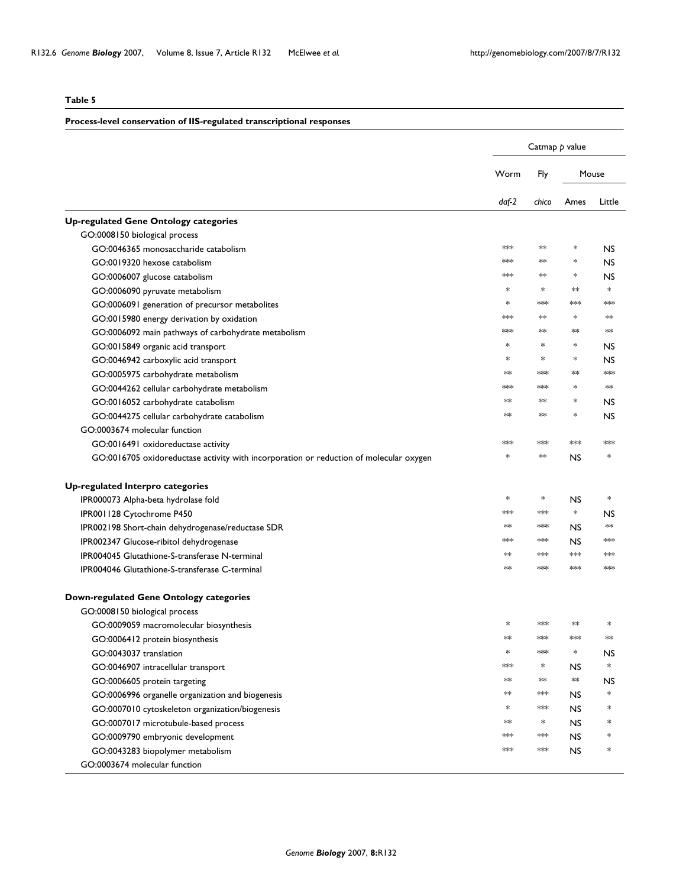**Table 5**

**Process-level conservation of IIS-regulated transcriptional responses**

| | Catmap *p* value | | | |
|---|---|---|---|---|
| | Worm | Fly | Mouse | |
| | *daf-2* | *chico* | Ames | Little |
| **Up-regulated Gene Ontology categories** | | | | |
| GO:0008150 biological process | | | | |
| GO:0046365 monosaccharide catabolism | *** | ** | * | NS |
| GO:0019320 hexose catabolism | *** | ** | * | NS |
| GO:0006007 glucose catabolism | *** | ** | * | NS |
| GO:0006090 pyruvate metabolism | * | * | ** | * |
| GO:0006091 generation of precursor metabolites | * | *** | *** | *** |
| GO:0015980 energy derivation by oxidation | *** | ** | * | ** |
| GO:0006092 main pathways of carbohydrate metabolism | *** | ** | ** | ** |
| GO:0015849 organic acid transport | * | * | * | NS |
| GO:0046942 carboxylic acid transport | * | * | * | NS |
| GO:0005975 carbohydrate metabolism | ** | *** | ** | *** |
| GO:0044262 cellular carbohydrate metabolism | *** | *** | * | ** |
| GO:0016052 carbohydrate catabolism | ** | ** | * | NS |
| GO:0044275 cellular carbohydrate catabolism | ** | ** | * | NS |
| GO:0003674 molecular function | | | | |
| GO:0016491 oxidoreductase activity | *** | *** | *** | *** |
| GO:0016705 oxidoreductase activity with incorporation or reduction of molecular oxygen | * | ** | NS | * |
| **Up-regulated Interpro categories** | | | | |
| IPR000073 Alpha-beta hydrolase fold | * | * | NS | * |
| IPR001128 Cytochrome P450 | *** | *** | * | NS |
| IPR002198 Short-chain dehydrogenase/reductase SDR | ** | *** | NS | ** |
| IPR002347 Glucose-ribitol dehydrogenase | *** | *** | NS | *** |
| IPR004045 Glutathione-S-transferase N-terminal | ** | *** | *** | *** |
| IPR004046 Glutathione-S-transferase C-terminal | ** | *** | *** | *** |
| **Down-regulated Gene Ontology categories** | | | | |
| GO:0008150 biological process | | | | |
| GO:0009059 macromolecular biosynthesis | * | *** | ** | * |
| GO:0006412 protein biosynthesis | ** | *** | *** | ** |
| GO:0043037 translation | * | *** | * | NS |
| GO:0046907 intracellular transport | *** | * | NS | * |
| GO:0006605 protein targeting | ** | ** | ** | NS |
| GO:0006996 organelle organization and biogenesis | ** | *** | NS | * |
| GO:0007010 cytoskeleton organization/biogenesis | * | *** | NS | * |
| GO:0007017 microtubule-based process | ** | * | NS | * |
| GO:0009790 embryonic development | *** | *** | NS | * |
| GO:0043283 biopolymer metabolism | *** | *** | NS | * |
| GO:0003674 molecular function | | | | |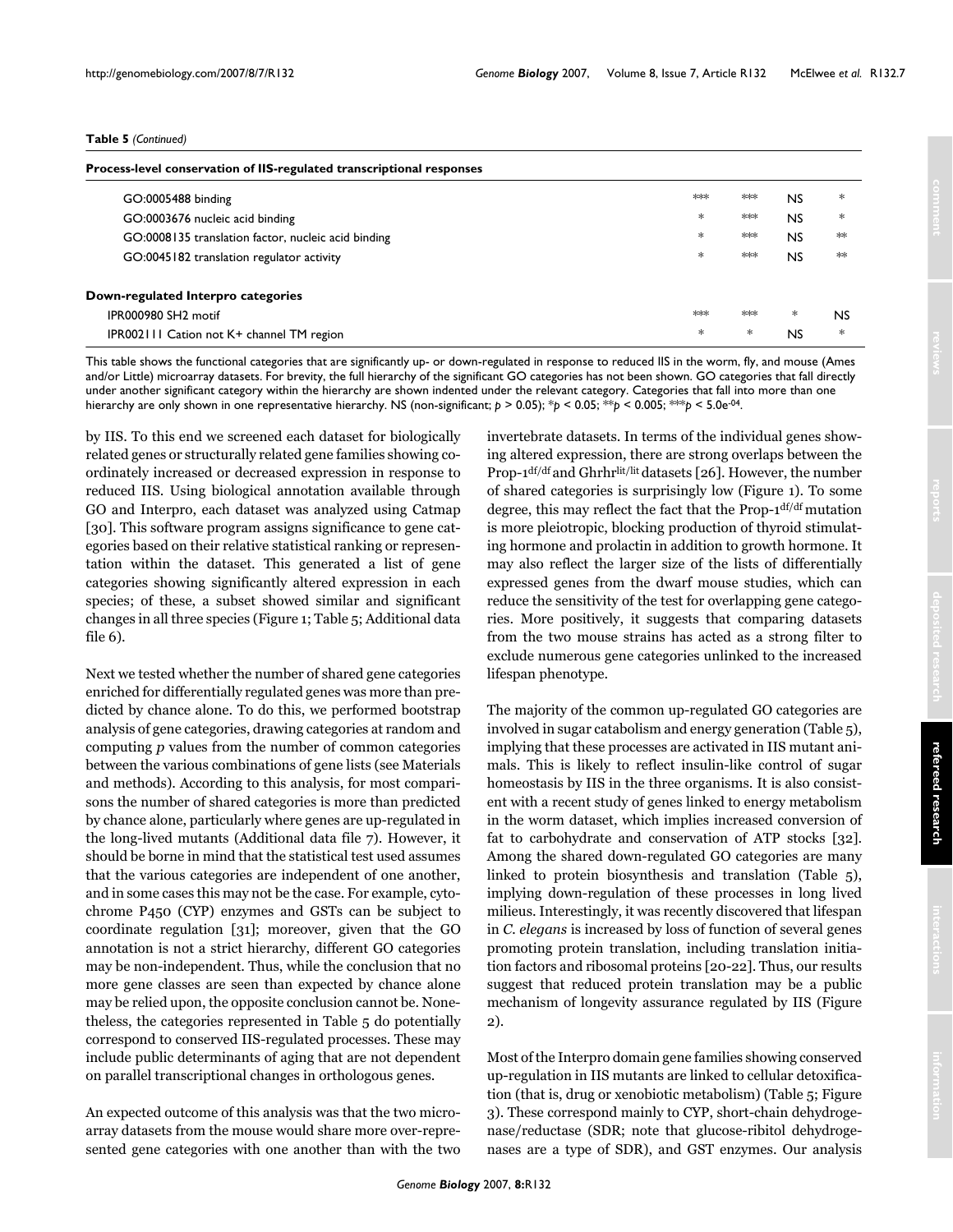**Table 5** *(Continued)*

| Process-level conservation of IIS-regulated transcriptional responses | | | | |
|---|---|---|---|---|
| GO:0005488 binding | *** | *** | NS | * |
| GO:0003676 nucleic acid binding | * | *** | NS | * |
| GO:0008135 translation factor, nucleic acid binding | * | *** | NS | ** |
| GO:0045182 translation regulator activity | * | *** | NS | ** |
| **Down-regulated Interpro categories** | | | | |
| IPR000980 SH2 motif | *** | *** | * | NS |
| IPR002111 Cation not K+ channel TM region | * | * | NS | * |

This table shows the functional categories that are significantly up- or down-regulated in response to reduced IIS in the worm, fly, and mouse (Ames and/or Little) microarray datasets. For brevity, the full hierarchy of the significant GO categories has not been shown. GO categories that fall directly under another significant category within the hierarchy are shown indented under the relevant category. Categories that fall into more than one hierarchy are only shown in one representative hierarchy. NS (non-significant; $p > 0.05$); *$p < 0.05$; **$p < 0.005$; ***$p < 5.0e^{-04}$.

by IIS. To this end we screened each dataset for biologically related genes or structurally related gene families showing coordinately increased or decreased expression in response to reduced IIS. Using biological annotation available through GO and Interpro, each dataset was analyzed using Catmap [30]. This software program assigns significance to gene categories based on their relative statistical ranking or representation within the dataset. This generated a list of gene categories showing significantly altered expression in each species; of these, a subset showed similar and significant changes in all three species (Figure 1; Table 5; Additional data file 6).

Next we tested whether the number of shared gene categories enriched for differentially regulated genes was more than predicted by chance alone. To do this, we performed bootstrap analysis of gene categories, drawing categories at random and computing *p* values from the number of common categories between the various combinations of gene lists (see Materials and methods). According to this analysis, for most comparisons the number of shared categories is more than predicted by chance alone, particularly where genes are up-regulated in the long-lived mutants (Additional data file 7). However, it should be borne in mind that the statistical test used assumes that the various categories are independent of one another, and in some cases this may not be the case. For example, cytochrome P450 (CYP) enzymes and GSTs can be subject to coordinate regulation [31]; moreover, given that the GO annotation is not a strict hierarchy, different GO categories may be non-independent. Thus, while the conclusion that no more gene classes are seen than expected by chance alone may be relied upon, the opposite conclusion cannot be. Nonetheless, the categories represented in Table 5 do potentially correspond to conserved IIS-regulated processes. These may include public determinants of aging that are not dependent on parallel transcriptional changes in orthologous genes.

An expected outcome of this analysis was that the two microarray datasets from the mouse would share more over-represented gene categories with one another than with the two invertebrate datasets. In terms of the individual genes showing altered expression, there are strong overlaps between the Prop-1$^{df/df}$ and Ghrhr$^{lit/lit}$ datasets [26]. However, the number of shared categories is surprisingly low (Figure 1). To some degree, this may reflect the fact that the Prop-1$^{df/df}$ mutation is more pleiotropic, blocking production of thyroid stimulating hormone and prolactin in addition to growth hormone. It may also reflect the larger size of the lists of differentially expressed genes from the dwarf mouse studies, which can reduce the sensitivity of the test for overlapping gene categories. More positively, it suggests that comparing datasets from the two mouse strains has acted as a strong filter to exclude numerous gene categories unlinked to the increased lifespan phenotype.

The majority of the common up-regulated GO categories are involved in sugar catabolism and energy generation (Table 5), implying that these processes are activated in IIS mutant animals. This is likely to reflect insulin-like control of sugar homeostasis by IIS in the three organisms. It is also consistent with a recent study of genes linked to energy metabolism in the worm dataset, which implies increased conversion of fat to carbohydrate and conservation of ATP stocks [32]. Among the shared down-regulated GO categories are many linked to protein biosynthesis and translation (Table 5), implying down-regulation of these processes in long lived milieus. Interestingly, it was recently discovered that lifespan in *C. elegans* is increased by loss of function of several genes promoting protein translation, including translation initiation factors and ribosomal proteins [20-22]. Thus, our results suggest that reduced protein translation may be a public mechanism of longevity assurance regulated by IIS (Figure 2).

Most of the Interpro domain gene families showing conserved up-regulation in IIS mutants are linked to cellular detoxification (that is, drug or xenobiotic metabolism) (Table 5; Figure 3). These correspond mainly to CYP, short-chain dehydrogenase/reductase (SDR; note that glucose-ribitol dehydrogenases are a type of SDR), and GST enzymes. Our analysis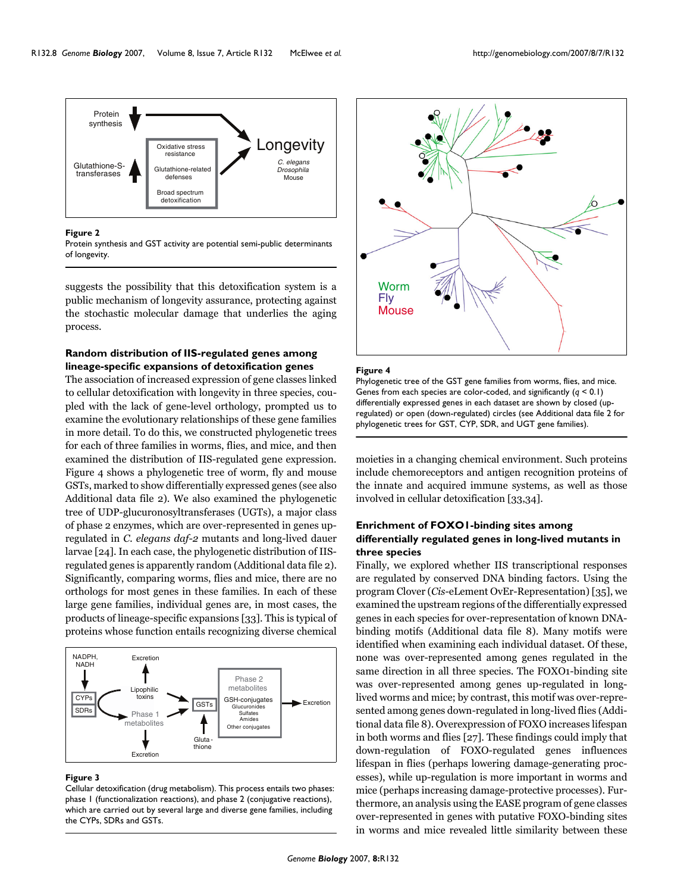**Figure 2**
Protein synthesis and GST activity are potential semi-public determinants of longevity.

suggests the possibility that this detoxification system is a public mechanism of longevity assurance, protecting against the stochastic molecular damage that underlies the aging process.

### Random distribution of IIS-regulated genes among lineage-specific expansions of detoxification genes

The association of increased expression of gene classes linked to cellular detoxification with longevity in three species, coupled with the lack of gene-level orthology, prompted us to examine the evolutionary relationships of these gene families in more detail. To do this, we constructed phylogenetic trees for each of three families in worms, flies, and mice, and then examined the distribution of IIS-regulated gene expression. Figure 4 shows a phylogenetic tree of worm, fly and mouse GSTs, marked to show differentially expressed genes (see also Additional data file 2). We also examined the phylogenetic tree of UDP-glucuronosyltransferases (UGTs), a major class of phase 2 enzymes, which are over-represented in genes up-regulated in *C. elegans daf-2* mutants and long-lived dauer larvae [24]. In each case, the phylogenetic distribution of IIS-regulated genes is apparently random (Additional data file 2). Significantly, comparing worms, flies and mice, there are no orthologs for most genes in these families. In each of these large gene families, individual genes are, in most cases, the products of lineage-specific expansions [33]. This is typical of proteins whose function entails recognizing diverse chemical moieties in a changing chemical environment. Such proteins include chemoreceptors and antigen recognition proteins of the innate and acquired immune systems, as well as those involved in cellular detoxification [33,34].

**Figure 3**
Cellular detoxification (drug metabolism). This process entails two phases: phase 1 (functionalization reactions), and phase 2 (conjugative reactions), which are carried out by several large and diverse gene families, including the CYPs, SDRs and GSTs.

**Figure 4**
Phylogenetic tree of the GST gene families from worms, flies, and mice. Genes from each species are color-coded, and significantly ($q < 0.1$) differentially expressed genes in each dataset are shown by closed (up-regulated) or open (down-regulated) circles (see Additional data file 2 for phylogenetic trees for GST, CYP, SDR, and UGT gene families).

### Enrichment of FOXO1-binding sites among differentially regulated genes in long-lived mutants in three species

Finally, we explored whether IIS transcriptional responses are regulated by conserved DNA binding factors. Using the program Clover (*Cis*-eLement OvEr-Representation) [35], we examined the upstream regions of the differentially expressed genes in each species for over-representation of known DNA-binding motifs (Additional data file 8). Many motifs were identified when examining each individual dataset. Of these, none was over-represented among genes regulated in the same direction in all three species. The FOXO1-binding site was over-represented among genes up-regulated in long-lived worms and mice; by contrast, this motif was over-represented among genes down-regulated in long-lived flies (Additional data file 8). Overexpression of FOXO increases lifespan in both worms and flies [27]. These findings could imply that down-regulation of FOXO-regulated genes influences lifespan in flies (perhaps lowering damage-generating processes), while up-regulation is more important in worms and mice (perhaps increasing damage-protective processes). Furthermore, an analysis using the EASE program of gene classes over-represented in genes with putative FOXO-binding sites in worms and mice revealed little similarity between these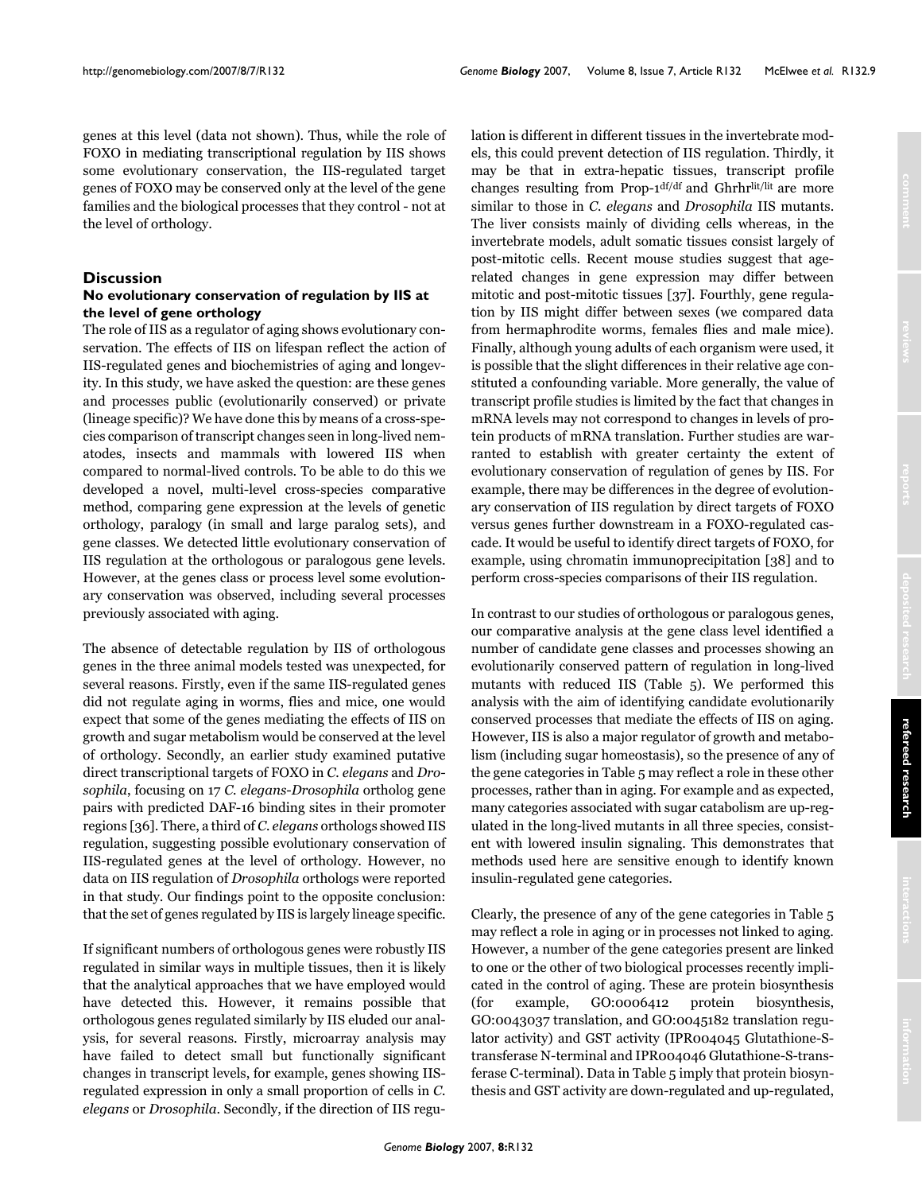genes at this level (data not shown). Thus, while the role of FOXO in mediating transcriptional regulation by IIS shows some evolutionary conservation, the IIS-regulated target genes of FOXO may be conserved only at the level of the gene families and the biological processes that they control - not at the level of orthology.

## Discussion

### No evolutionary conservation of regulation by IIS at the level of gene orthology

The role of IIS as a regulator of aging shows evolutionary conservation. The effects of IIS on lifespan reflect the action of IIS-regulated genes and biochemistries of aging and longevity. In this study, we have asked the question: are these genes and processes public (evolutionarily conserved) or private (lineage specific)? We have done this by means of a cross-species comparison of transcript changes seen in long-lived nematodes, insects and mammals with lowered IIS when compared to normal-lived controls. To be able to do this we developed a novel, multi-level cross-species comparative method, comparing gene expression at the levels of genetic orthology, paralogy (in small and large paralog sets), and gene classes. We detected little evolutionary conservation of IIS regulation at the orthologous or paralogous gene levels. However, at the genes class or process level some evolutionary conservation was observed, including several processes previously associated with aging.

The absence of detectable regulation by IIS of orthologous genes in the three animal models tested was unexpected, for several reasons. Firstly, even if the same IIS-regulated genes did not regulate aging in worms, flies and mice, one would expect that some of the genes mediating the effects of IIS on growth and sugar metabolism would be conserved at the level of orthology. Secondly, an earlier study examined putative direct transcriptional targets of FOXO in *C. elegans* and *Drosophila*, focusing on 17 *C. elegans*-*Drosophila* ortholog gene pairs with predicted DAF-16 binding sites in their promoter regions [36]. There, a third of *C. elegans* orthologs showed IIS regulation, suggesting possible evolutionary conservation of IIS-regulated genes at the level of orthology. However, no data on IIS regulation of *Drosophila* orthologs were reported in that study. Our findings point to the opposite conclusion: that the set of genes regulated by IIS is largely lineage specific.

If significant numbers of orthologous genes were robustly IIS regulated in similar ways in multiple tissues, then it is likely that the analytical approaches that we have employed would have detected this. However, it remains possible that orthologous genes regulated similarly by IIS eluded our analysis, for several reasons. Firstly, microarray analysis may have failed to detect small but functionally significant changes in transcript levels, for example, genes showing IIS-regulated expression in only a small proportion of cells in *C. elegans* or *Drosophila*. Secondly, if the direction of IIS regulation is different in different tissues in the invertebrate models, this could prevent detection of IIS regulation. Thirdly, it may be that in extra-hepatic tissues, transcript profile changes resulting from Prop-1$^{df/df}$ and Ghrhr$^{lit/lit}$ are more similar to those in *C. elegans* and *Drosophila* IIS mutants. The liver consists mainly of dividing cells whereas, in the invertebrate models, adult somatic tissues consist largely of post-mitotic cells. Recent mouse studies suggest that age-related changes in gene expression may differ between mitotic and post-mitotic tissues [37]. Fourthly, gene regulation by IIS might differ between sexes (we compared data from hermaphrodite worms, females flies and male mice). Finally, although young adults of each organism were used, it is possible that the slight differences in their relative age constituted a confounding variable. More generally, the value of transcript profile studies is limited by the fact that changes in mRNA levels may not correspond to changes in levels of protein products of mRNA translation. Further studies are warranted to establish with greater certainty the extent of evolutionary conservation of regulation of genes by IIS. For example, there may be differences in the degree of evolutionary conservation of IIS regulation by direct targets of FOXO versus genes further downstream in a FOXO-regulated cascade. It would be useful to identify direct targets of FOXO, for example, using chromatin immunoprecipitation [38] and to perform cross-species comparisons of their IIS regulation.

In contrast to our studies of orthologous or paralogous genes, our comparative analysis at the gene class level identified a number of candidate gene classes and processes showing an evolutionarily conserved pattern of regulation in long-lived mutants with reduced IIS (Table 5). We performed this analysis with the aim of identifying candidate evolutionarily conserved processes that mediate the effects of IIS on aging. However, IIS is also a major regulator of growth and metabolism (including sugar homeostasis), so the presence of any of the gene categories in Table 5 may reflect a role in these other processes, rather than in aging. For example and as expected, many categories associated with sugar catabolism are up-regulated in the long-lived mutants in all three species, consistent with lowered insulin signaling. This demonstrates that methods used here are sensitive enough to identify known insulin-regulated gene categories.

Clearly, the presence of any of the gene categories in Table 5 may reflect a role in aging or in processes not linked to aging. However, a number of the gene categories present are linked to one or the other of two biological processes recently implicated in the control of aging. These are protein biosynthesis (for example, GO:0006412 protein biosynthesis, GO:0043037 translation, and GO:0045182 translation regulator activity) and GST activity (IPR004045 Glutathione-S-transferase N-terminal and IPR004046 Glutathione-S-transferase C-terminal). Data in Table 5 imply that protein biosynthesis and GST activity are down-regulated and up-regulated,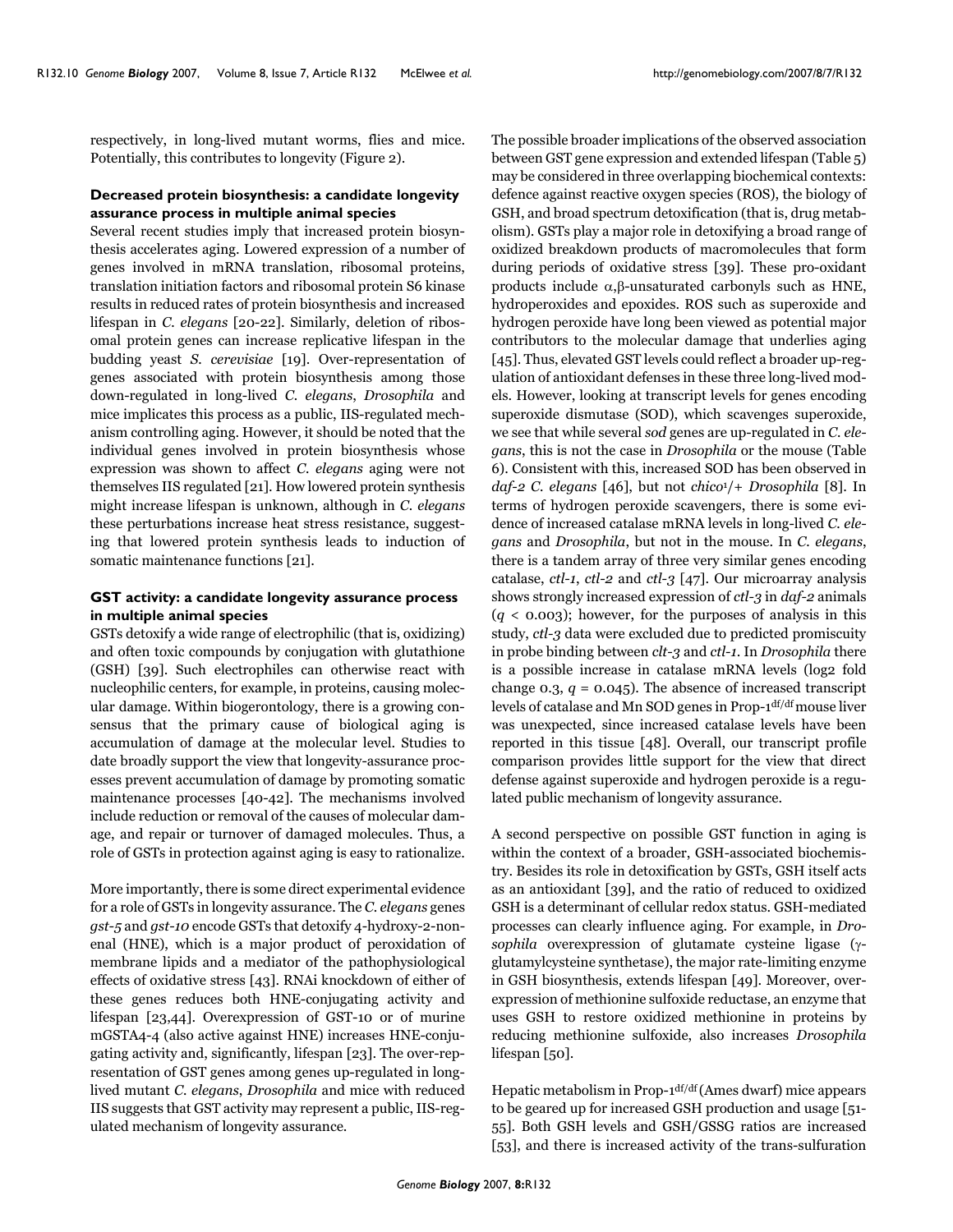respectively, in long-lived mutant worms, flies and mice. Potentially, this contributes to longevity (Figure 2).

### Decreased protein biosynthesis: a candidate longevity assurance process in multiple animal species

Several recent studies imply that increased protein biosynthesis accelerates aging. Lowered expression of a number of genes involved in mRNA translation, ribosomal proteins, translation initiation factors and ribosomal protein S6 kinase results in reduced rates of protein biosynthesis and increased lifespan in *C. elegans* [20-22]. Similarly, deletion of ribosomal protein genes can increase replicative lifespan in the budding yeast *S. cerevisiae* [19]. Over-representation of genes associated with protein biosynthesis among those down-regulated in long-lived *C. elegans*, *Drosophila* and mice implicates this process as a public, IIS-regulated mechanism controlling aging. However, it should be noted that the individual genes involved in protein biosynthesis whose expression was shown to affect *C. elegans* aging were not themselves IIS regulated [21]. How lowered protein synthesis might increase lifespan is unknown, although in *C. elegans* these perturbations increase heat stress resistance, suggesting that lowered protein synthesis leads to induction of somatic maintenance functions [21].

### GST activity: a candidate longevity assurance process in multiple animal species

GSTs detoxify a wide range of electrophilic (that is, oxidizing) and often toxic compounds by conjugation with glutathione (GSH) [39]. Such electrophiles can otherwise react with nucleophilic centers, for example, in proteins, causing molecular damage. Within biogerontology, there is a growing consensus that the primary cause of biological aging is accumulation of damage at the molecular level. Studies to date broadly support the view that longevity-assurance processes prevent accumulation of damage by promoting somatic maintenance processes [40-42]. The mechanisms involved include reduction or removal of the causes of molecular damage, and repair or turnover of damaged molecules. Thus, a role of GSTs in protection against aging is easy to rationalize.

More importantly, there is some direct experimental evidence for a role of GSTs in longevity assurance. The *C. elegans* genes *gst-5* and *gst-10* encode GSTs that detoxify 4-hydroxy-2-nonenal (HNE), which is a major product of peroxidation of membrane lipids and a mediator of the pathophysiological effects of oxidative stress [43]. RNAi knockdown of either of these genes reduces both HNE-conjugating activity and lifespan [23,44]. Overexpression of GST-10 or of murine mGSTA4-4 (also active against HNE) increases HNE-conjugating activity and, significantly, lifespan [23]. The over-representation of GST genes among genes up-regulated in long-lived mutant *C. elegans*, *Drosophila* and mice with reduced IIS suggests that GST activity may represent a public, IIS-regulated mechanism of longevity assurance.

The possible broader implications of the observed association between GST gene expression and extended lifespan (Table 5) may be considered in three overlapping biochemical contexts: defence against reactive oxygen species (ROS), the biology of GSH, and broad spectrum detoxification (that is, drug metabolism). GSTs play a major role in detoxifying a broad range of oxidized breakdown products of macromolecules that form during periods of oxidative stress [39]. These pro-oxidant products include α,β-unsaturated carbonyls such as HNE, hydroperoxides and epoxides. ROS such as superoxide and hydrogen peroxide have long been viewed as potential major contributors to the molecular damage that underlies aging [45]. Thus, elevated GST levels could reflect a broader up-regulation of antioxidant defenses in these three long-lived models. However, looking at transcript levels for genes encoding superoxide dismutase (SOD), which scavenges superoxide, we see that while several *sod* genes are up-regulated in *C. elegans*, this is not the case in *Drosophila* or the mouse (Table 6). Consistent with this, increased SOD has been observed in *daf-2 C. elegans* [46], but not *chico*$^{1}$/+ *Drosophila* [8]. In terms of hydrogen peroxide scavengers, there is some evidence of increased catalase mRNA levels in long-lived *C. elegans* and *Drosophila*, but not in the mouse. In *C. elegans*, there is a tandem array of three very similar genes encoding catalase, *ctl-1*, *ctl-2* and *ctl-3* [47]. Our microarray analysis shows strongly increased expression of *ctl-3* in *daf-2* animals ($q$ < 0.003); however, for the purposes of analysis in this study, *ctl-3* data were excluded due to predicted promiscuity in probe binding between *clt-3* and *ctl-1*. In *Drosophila* there is a possible increase in catalase mRNA levels (log2 fold change 0.3, $q$ = 0.045). The absence of increased transcript levels of catalase and Mn SOD genes in Prop-1$^{df/df}$ mouse liver was unexpected, since increased catalase levels have been reported in this tissue [48]. Overall, our transcript profile comparison provides little support for the view that direct defense against superoxide and hydrogen peroxide is a regulated public mechanism of longevity assurance.

A second perspective on possible GST function in aging is within the context of a broader, GSH-associated biochemistry. Besides its role in detoxification by GSTs, GSH itself acts as an antioxidant [39], and the ratio of reduced to oxidized GSH is a determinant of cellular redox status. GSH-mediated processes can clearly influence aging. For example, in *Drosophila* overexpression of glutamate cysteine ligase (γ-glutamylcysteine synthetase), the major rate-limiting enzyme in GSH biosynthesis, extends lifespan [49]. Moreover, overexpression of methionine sulfoxide reductase, an enzyme that uses GSH to restore oxidized methionine in proteins by reducing methionine sulfoxide, also increases *Drosophila* lifespan [50].

Hepatic metabolism in Prop-1$^{df/df}$ (Ames dwarf) mice appears to be geared up for increased GSH production and usage [51-55]. Both GSH levels and GSH/GSSG ratios are increased [53], and there is increased activity of the trans-sulfuration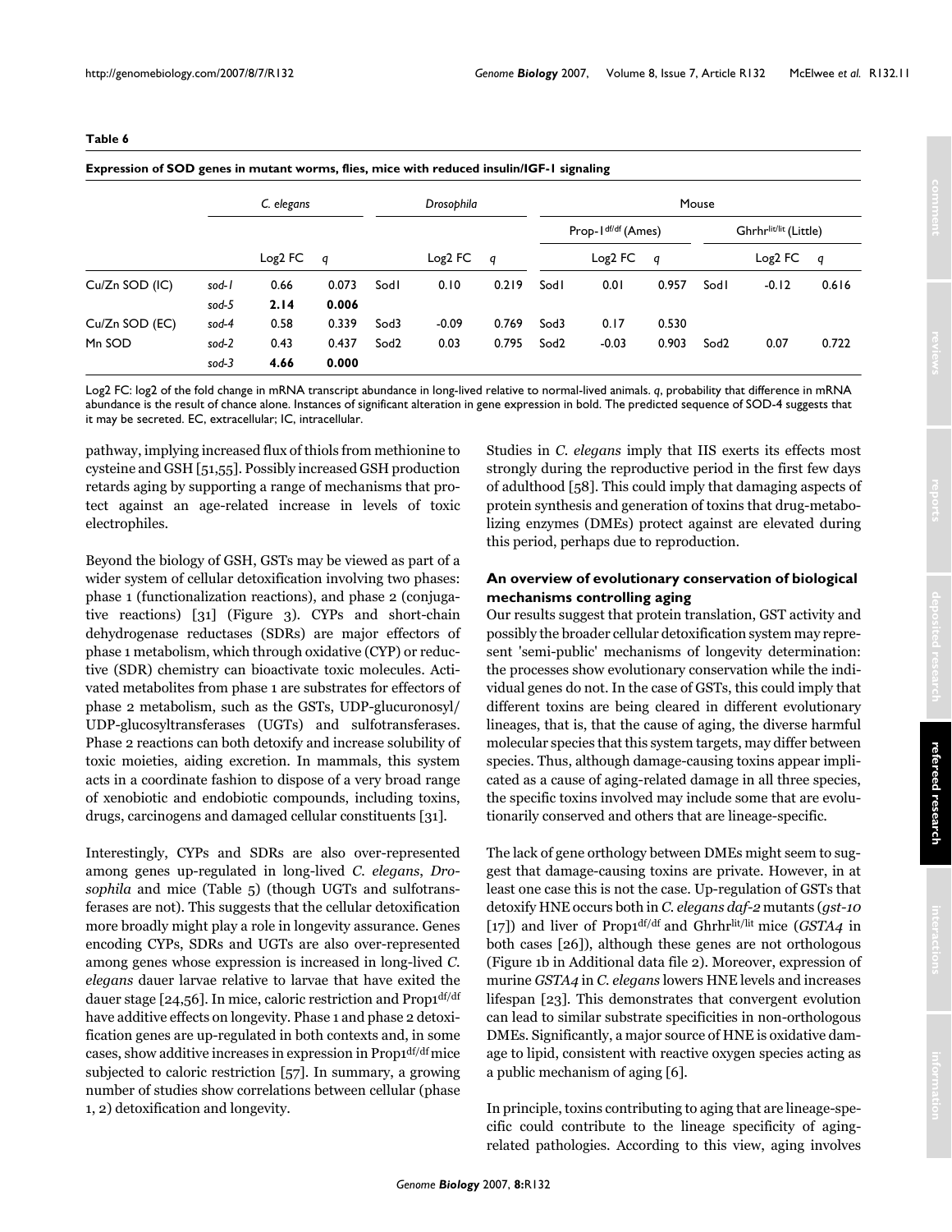**Table 6**

**Expression of SOD genes in mutant worms, flies, mice with reduced insulin/IGF-1 signaling**

| | *C. elegans* | | | *Drosophila* | | | Mouse | | | | | |
|---|---|---|---|---|---|---|---|---|---|---|---|---|
| | | | | | | | Prop-1$^{df/df}$ (Ames) | | | Ghrhr$^{lit/lit}$ (Little) | | |
| | | Log2 FC | *q* | | Log2 FC | *q* | | Log2 FC | *q* | | Log2 FC | *q* |
| Cu/Zn SOD (IC) | *sod-1* | 0.66 | 0.073 | Sod1 | 0.10 | 0.219 | Sod1 | 0.01 | 0.957 | Sod1 | -0.12 | 0.616 |
| | *sod-5* | **2.14** | **0.006** | | | | | | | | | |
| Cu/Zn SOD (EC) | *sod-4* | 0.58 | 0.339 | Sod3 | -0.09 | 0.769 | Sod3 | 0.17 | 0.530 | | | |
| Mn SOD | *sod-2* | 0.43 | 0.437 | Sod2 | 0.03 | 0.795 | Sod2 | -0.03 | 0.903 | Sod2 | 0.07 | 0.722 |
| | *sod-3* | **4.66** | **0.000** | | | | | | | | | |

Log2 FC: log2 of the fold change in mRNA transcript abundance in long-lived relative to normal-lived animals. *q*, probability that difference in mRNA abundance is the result of chance alone. Instances of significant alteration in gene expression in bold. The predicted sequence of SOD-4 suggests that it may be secreted. EC, extracellular; IC, intracellular.

pathway, implying increased flux of thiols from methionine to cysteine and GSH [51,55]. Possibly increased GSH production retards aging by supporting a range of mechanisms that protect against an age-related increase in levels of toxic electrophiles.

Beyond the biology of GSH, GSTs may be viewed as part of a wider system of cellular detoxification involving two phases: phase 1 (functionalization reactions), and phase 2 (conjugative reactions) [31] (Figure 3). CYPs and short-chain dehydrogenase reductases (SDRs) are major effectors of phase 1 metabolism, which through oxidative (CYP) or reductive (SDR) chemistry can bioactivate toxic molecules. Activated metabolites from phase 1 are substrates for effectors of phase 2 metabolism, such as the GSTs, UDP-glucuronosyl/UDP-glucosyltransferases (UGTs) and sulfotransferases. Phase 2 reactions can both detoxify and increase solubility of toxic moieties, aiding excretion. In mammals, this system acts in a coordinate fashion to dispose of a very broad range of xenobiotic and endobiotic compounds, including toxins, drugs, carcinogens and damaged cellular constituents [31].

Interestingly, CYPs and SDRs are also over-represented among genes up-regulated in long-lived *C. elegans*, *Drosophila* and mice (Table 5) (though UGTs and sulfotransferases are not). This suggests that the cellular detoxification more broadly might play a role in longevity assurance. Genes encoding CYPs, SDRs and UGTs are also over-represented among genes whose expression is increased in long-lived *C. elegans* dauer larvae relative to larvae that have exited the dauer stage [24,56]. In mice, caloric restriction and Prop1$^{df/df}$ have additive effects on longevity. Phase 1 and phase 2 detoxification genes are up-regulated in both contexts and, in some cases, show additive increases in expression in Prop1$^{df/df}$ mice subjected to caloric restriction [57]. In summary, a growing number of studies show correlations between cellular (phase 1, 2) detoxification and longevity.

Studies in *C. elegans* imply that IIS exerts its effects most strongly during the reproductive period in the first few days of adulthood [58]. This could imply that damaging aspects of protein synthesis and generation of toxins that drug-metabolizing enzymes (DMEs) protect against are elevated during this period, perhaps due to reproduction.

### An overview of evolutionary conservation of biological mechanisms controlling aging

Our results suggest that protein translation, GST activity and possibly the broader cellular detoxification system may represent 'semi-public' mechanisms of longevity determination: the processes show evolutionary conservation while the individual genes do not. In the case of GSTs, this could imply that different toxins are being cleared in different evolutionary lineages, that is, that the cause of aging, the diverse harmful molecular species that this system targets, may differ between species. Thus, although damage-causing toxins appear implicated as a cause of aging-related damage in all three species, the specific toxins involved may include some that are evolutionarily conserved and others that are lineage-specific.

The lack of gene orthology between DMEs might seem to suggest that damage-causing toxins are private. However, in at least one case this is not the case. Up-regulation of GSTs that detoxify HNE occurs both in *C. elegans daf-2* mutants (*gst-10* [17]) and liver of Prop1$^{df/df}$ and Ghrhr$^{lit/lit}$ mice (*GSTA4* in both cases [26]), although these genes are not orthologous (Figure 1b in Additional data file 2). Moreover, expression of murine *GSTA4* in *C. elegans* lowers HNE levels and increases lifespan [23]. This demonstrates that convergent evolution can lead to similar substrate specificities in non-orthologous DMEs. Significantly, a major source of HNE is oxidative damage to lipid, consistent with reactive oxygen species acting as a public mechanism of aging [6].

In principle, toxins contributing to aging that are lineage-specific could contribute to the lineage specificity of aging-related pathologies. According to this view, aging involves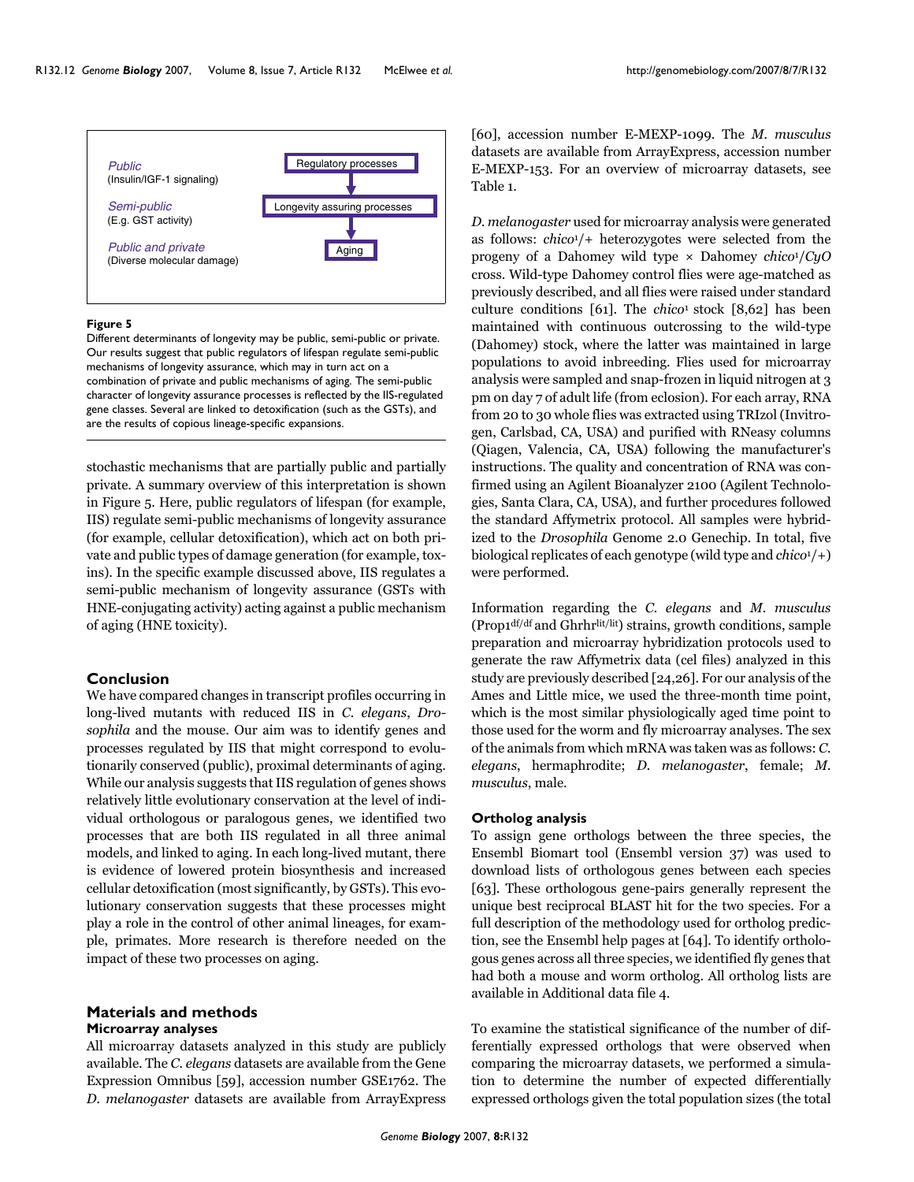Public
(Insulin/IGF-1 signaling)

Semi-public
(E.g. GST activity)

Public and private
(Diverse molecular damage)

Regulatory processes

Longevity assuring processes

Aging

**Figure 5**

Different determinants of longevity may be public, semi-public or private. Our results suggest that public regulators of lifespan regulate semi-public mechanisms of longevity assurance, which may in turn act on a combination of private and public mechanisms of aging. The semi-public character of longevity assurance processes is reflected by the IIS-regulated gene classes. Several are linked to detoxification (such as the GSTs), and are the results of copious lineage-specific expansions.

stochastic mechanisms that are partially public and partially private. A summary overview of this interpretation is shown in Figure 5. Here, public regulators of lifespan (for example, IIS) regulate semi-public mechanisms of longevity assurance (for example, cellular detoxification), which act on both private and public types of damage generation (for example, toxins). In the specific example discussed above, IIS regulates a semi-public mechanism of longevity assurance (GSTs with HNE-conjugating activity) acting against a public mechanism of aging (HNE toxicity).

## Conclusion

We have compared changes in transcript profiles occurring in long-lived mutants with reduced IIS in *C. elegans*, *Drosophila* and the mouse. Our aim was to identify genes and processes regulated by IIS that might correspond to evolutionarily conserved (public), proximal determinants of aging. While our analysis suggests that IIS regulation of genes shows relatively little evolutionary conservation at the level of individual orthologous or paralogous genes, we identified two processes that are both IIS regulated in all three animal models, and linked to aging. In each long-lived mutant, there is evidence of lowered protein biosynthesis and increased cellular detoxification (most significantly, by GSTs). This evolutionary conservation suggests that these processes might play a role in the control of other animal lineages, for example, primates. More research is therefore needed on the impact of these two processes on aging.

## Materials and methods

### Microarray analyses

All microarray datasets analyzed in this study are publicly available. The *C. elegans* datasets are available from the Gene Expression Omnibus [59], accession number GSE1762. The *D. melanogaster* datasets are available from ArrayExpress [60], accession number E-MEXP-1099. The *M. musculus* datasets are available from ArrayExpress, accession number E-MEXP-153. For an overview of microarray datasets, see Table 1.

*D. melanogaster* used for microarray analysis were generated as follows: *chico*[1]/+ heterozygotes were selected from the progeny of a Dahomey wild type × Dahomey *chico*[1]/*CyO* cross. Wild-type Dahomey control flies were age-matched as previously described, and all flies were raised under standard culture conditions [61]. The *chico*[1] stock [8,62] has been maintained with continuous outcrossing to the wild-type (Dahomey) stock, where the latter was maintained in large populations to avoid inbreeding. Flies used for microarray analysis were sampled and snap-frozen in liquid nitrogen at 3 pm on day 7 of adult life (from eclosion). For each array, RNA from 20 to 30 whole flies was extracted using TRIzol (Invitrogen, Carlsbad, CA, USA) and purified with RNeasy columns (Qiagen, Valencia, CA, USA) following the manufacturer's instructions. The quality and concentration of RNA was confirmed using an Agilent Bioanalyzer 2100 (Agilent Technologies, Santa Clara, CA, USA), and further procedures followed the standard Affymetrix protocol. All samples were hybridized to the *Drosophila* Genome 2.0 Genechip. In total, five biological replicates of each genotype (wild type and *chico*[1]/+) were performed.

Information regarding the *C. elegans* and *M. musculus* (Prop1$^{df/df}$ and Ghrhr$^{lit/lit}$) strains, growth conditions, sample preparation and microarray hybridization protocols used to generate the raw Affymetrix data (cel files) analyzed in this study are previously described [24,26]. For our analysis of the Ames and Little mice, we used the three-month time point, which is the most similar physiologically aged time point to those used for the worm and fly microarray analyses. The sex of the animals from which mRNA was taken was as follows: *C. elegans*, hermaphrodite; *D. melanogaster*, female; *M. musculus*, male.

### Ortholog analysis

To assign gene orthologs between the three species, the Ensembl Biomart tool (Ensembl version 37) was used to download lists of orthologous genes between each species [63]. These orthologous gene-pairs generally represent the unique best reciprocal BLAST hit for the two species. For a full description of the methodology used for ortholog prediction, see the Ensembl help pages at [64]. To identify orthologous genes across all three species, we identified fly genes that had both a mouse and worm ortholog. All ortholog lists are available in Additional data file 4.

To examine the statistical significance of the number of differentially expressed orthologs that were observed when comparing the microarray datasets, we performed a simulation to determine the number of expected differentially expressed orthologs given the total population sizes (the total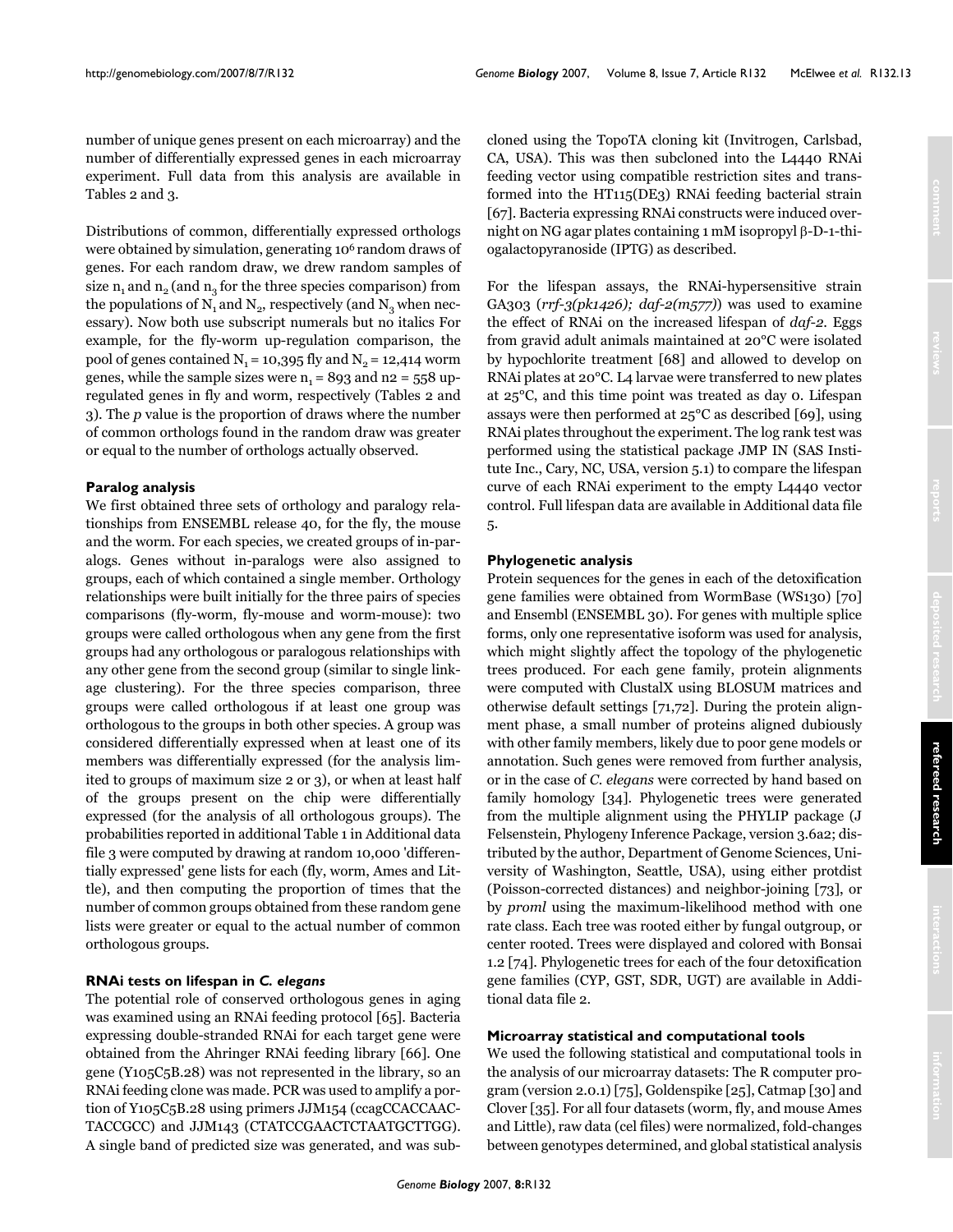number of unique genes present on each microarray) and the number of differentially expressed genes in each microarray experiment. Full data from this analysis are available in Tables 2 and 3.

Distributions of common, differentially expressed orthologs were obtained by simulation, generating $10^6$ random draws of genes. For each random draw, we drew random samples of size $n_1$ and $n_2$ (and $n_3$ for the three species comparison) from the populations of $N_1$ and $N_2$, respectively (and $N_3$ when necessary). Now both use subscript numerals but no italics For example, for the fly-worm up-regulation comparison, the pool of genes contained $N_1$ = 10,395 fly and $N_2$ = 12,414 worm genes, while the sample sizes were $n_1$ = 893 and n2 = 558 up-regulated genes in fly and worm, respectively (Tables 2 and 3). The *p* value is the proportion of draws where the number of common orthologs found in the random draw was greater or equal to the number of orthologs actually observed.

### Paralog analysis

We first obtained three sets of orthology and paralogy relationships from ENSEMBL release 40, for the fly, the mouse and the worm. For each species, we created groups of in-paralogs. Genes without in-paralogs were also assigned to groups, each of which contained a single member. Orthology relationships were built initially for the three pairs of species comparisons (fly-worm, fly-mouse and worm-mouse): two groups were called orthologous when any gene from the first groups had any orthologous or paralogous relationships with any other gene from the second group (similar to single linkage clustering). For the three species comparison, three groups were called orthologous if at least one group was orthologous to the groups in both other species. A group was considered differentially expressed when at least one of its members was differentially expressed (for the analysis limited to groups of maximum size 2 or 3), or when at least half of the groups present on the chip were differentially expressed (for the analysis of all orthologous groups). The probabilities reported in additional Table 1 in Additional data file 3 were computed by drawing at random 10,000 'differentially expressed' gene lists for each (fly, worm, Ames and Little), and then computing the proportion of times that the number of common groups obtained from these random gene lists were greater or equal to the actual number of common orthologous groups.

### RNAi tests on lifespan in *C. elegans*

The potential role of conserved orthologous genes in aging was examined using an RNAi feeding protocol [65]. Bacteria expressing double-stranded RNAi for each target gene were obtained from the Ahringer RNAi feeding library [66]. One gene (Y105C5B.28) was not represented in the library, so an RNAi feeding clone was made. PCR was used to amplify a portion of Y105C5B.28 using primers JJM154 (ccagCCACCAAC-TACCGCC) and JJM143 (CTATCCGAACTCTAATGCTTGG). A single band of predicted size was generated, and was subcloned using the TopoTA cloning kit (Invitrogen, Carlsbad, CA, USA). This was then subcloned into the L4440 RNAi feeding vector using compatible restriction sites and transformed into the HT115(DE3) RNAi feeding bacterial strain [67]. Bacteria expressing RNAi constructs were induced overnight on NG agar plates containing 1 mM isopropyl β-D-1-thiogalactopyranoside (IPTG) as described.

For the lifespan assays, the RNAi-hypersensitive strain GA303 (*rrf-3(pk1426); daf-2(m577)*) was used to examine the effect of RNAi on the increased lifespan of *daf-2*. Eggs from gravid adult animals maintained at 20°C were isolated by hypochlorite treatment [68] and allowed to develop on RNAi plates at 20°C. L4 larvae were transferred to new plates at 25°C, and this time point was treated as day 0. Lifespan assays were then performed at 25°C as described [69], using RNAi plates throughout the experiment. The log rank test was performed using the statistical package JMP IN (SAS Institute Inc., Cary, NC, USA, version 5.1) to compare the lifespan curve of each RNAi experiment to the empty L4440 vector control. Full lifespan data are available in Additional data file 5.

### Phylogenetic analysis

Protein sequences for the genes in each of the detoxification gene families were obtained from WormBase (WS130) [70] and Ensembl (ENSEMBL 30). For genes with multiple splice forms, only one representative isoform was used for analysis, which might slightly affect the topology of the phylogenetic trees produced. For each gene family, protein alignments were computed with ClustalX using BLOSUM matrices and otherwise default settings [71,72]. During the protein alignment phase, a small number of proteins aligned dubiously with other family members, likely due to poor gene models or annotation. Such genes were removed from further analysis, or in the case of *C. elegans* were corrected by hand based on family homology [34]. Phylogenetic trees were generated from the multiple alignment using the PHYLIP package (J Felsenstein, Phylogeny Inference Package, version 3.6a2; distributed by the author, Department of Genome Sciences, University of Washington, Seattle, USA), using either protdist (Poisson-corrected distances) and neighbor-joining [73], or by *proml* using the maximum-likelihood method with one rate class. Each tree was rooted either by fungal outgroup, or center rooted. Trees were displayed and colored with Bonsai 1.2 [74]. Phylogenetic trees for each of the four detoxification gene families (CYP, GST, SDR, UGT) are available in Additional data file 2.

### Microarray statistical and computational tools

We used the following statistical and computational tools in the analysis of our microarray datasets: The R computer program (version 2.0.1) [75], Goldenspike [25], Catmap [30] and Clover [35]. For all four datasets (worm, fly, and mouse Ames and Little), raw data (cel files) were normalized, fold-changes between genotypes determined, and global statistical analysis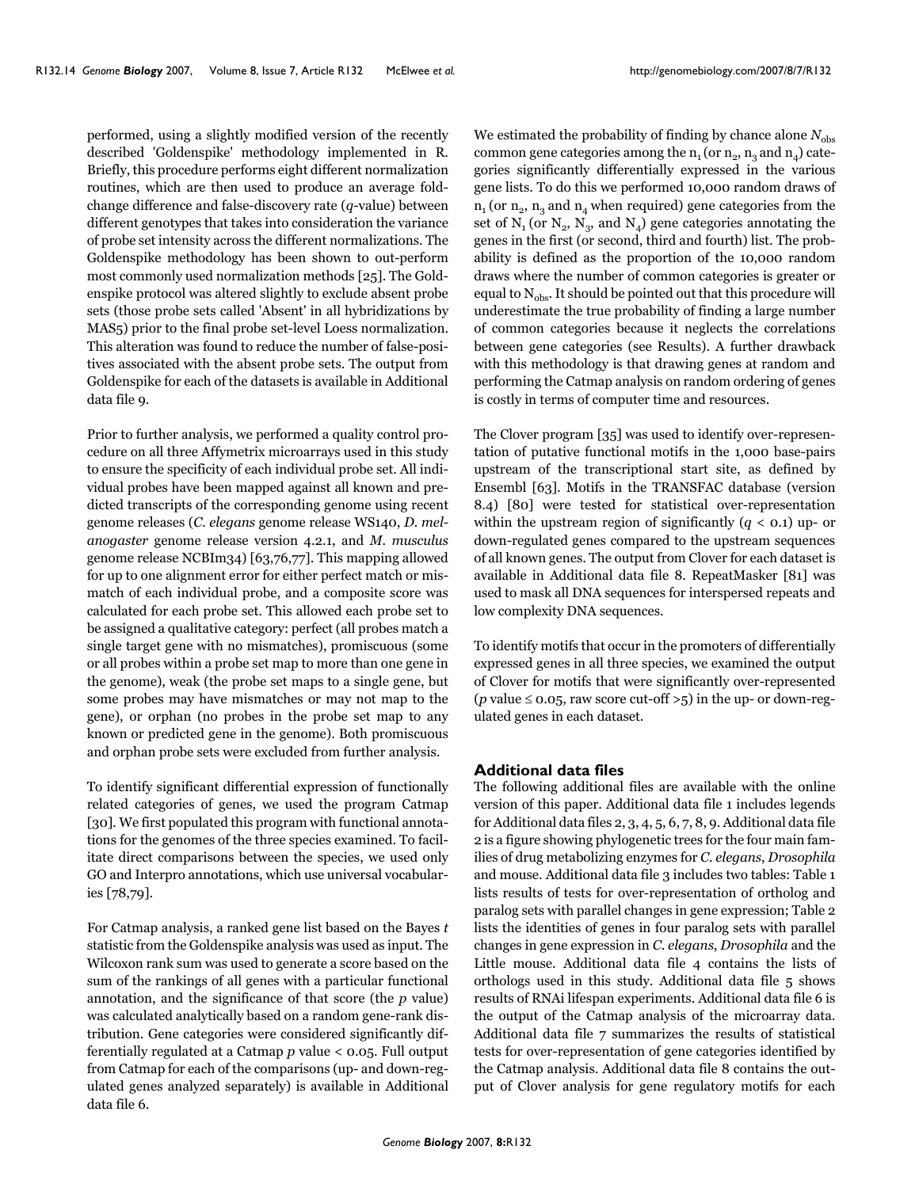performed, using a slightly modified version of the recently described 'Goldenspike' methodology implemented in R. Briefly, this procedure performs eight different normalization routines, which are then used to produce an average fold-change difference and false-discovery rate (*q*-value) between different genotypes that takes into consideration the variance of probe set intensity across the different normalizations. The Goldenspike methodology has been shown to out-perform most commonly used normalization methods [25]. The Goldenspike protocol was altered slightly to exclude absent probe sets (those probe sets called 'Absent' in all hybridizations by MAS5) prior to the final probe set-level Loess normalization. This alteration was found to reduce the number of false-positives associated with the absent probe sets. The output from Goldenspike for each of the datasets is available in Additional data file 9.

Prior to further analysis, we performed a quality control procedure on all three Affymetrix microarrays used in this study to ensure the specificity of each individual probe set. All individual probes have been mapped against all known and predicted transcripts of the corresponding genome using recent genome releases (*C. elegans* genome release WS140, *D. melanogaster* genome release version 4.2.1, and *M. musculus* genome release NCBIm34) [63,76,77]. This mapping allowed for up to one alignment error for either perfect match or mismatch of each individual probe, and a composite score was calculated for each probe set. This allowed each probe set to be assigned a qualitative category: perfect (all probes match a single target gene with no mismatches), promiscuous (some or all probes within a probe set map to more than one gene in the genome), weak (the probe set maps to a single gene, but some probes may have mismatches or may not map to the gene), or orphan (no probes in the probe set map to any known or predicted gene in the genome). Both promiscuous and orphan probe sets were excluded from further analysis.

To identify significant differential expression of functionally related categories of genes, we used the program Catmap [30]. We first populated this program with functional annotations for the genomes of the three species examined. To facilitate direct comparisons between the species, we used only GO and Interpro annotations, which use universal vocabularies [78,79].

For Catmap analysis, a ranked gene list based on the Bayes *t* statistic from the Goldenspike analysis was used as input. The Wilcoxon rank sum was used to generate a score based on the sum of the rankings of all genes with a particular functional annotation, and the significance of that score (the *p* value) was calculated analytically based on a random gene-rank distribution. Gene categories were considered significantly differentially regulated at a Catmap $p$ value $< 0.05$. Full output from Catmap for each of the comparisons (up- and down-regulated genes analyzed separately) is available in Additional data file 6.

We estimated the probability of finding by chance alone $N_{obs}$ common gene categories among the $n_1$ (or $n_2$, $n_3$ and $n_4$) categories significantly differentially expressed in the various gene lists. To do this we performed 10,000 random draws of $n_1$ (or $n_2$, $n_3$ and $n_4$ when required) gene categories from the set of $N_1$ (or $N_2$, $N_3$, and $N_4$) gene categories annotating the genes in the first (or second, third and fourth) list. The probability is defined as the proportion of the 10,000 random draws where the number of common categories is greater or equal to $N_{obs}$. It should be pointed out that this procedure will underestimate the true probability of finding a large number of common categories because it neglects the correlations between gene categories (see Results). A further drawback with this methodology is that drawing genes at random and performing the Catmap analysis on random ordering of genes is costly in terms of computer time and resources.

The Clover program [35] was used to identify over-representation of putative functional motifs in the 1,000 base-pairs upstream of the transcriptional start site, as defined by Ensembl [63]. Motifs in the TRANSFAC database (version 8.4) [80] were tested for statistical over-representation within the upstream region of significantly ($q < 0.1$) up- or down-regulated genes compared to the upstream sequences of all known genes. The output from Clover for each dataset is available in Additional data file 8. RepeatMasker [81] was used to mask all DNA sequences for interspersed repeats and low complexity DNA sequences.

To identify motifs that occur in the promoters of differentially expressed genes in all three species, we examined the output of Clover for motifs that were significantly over-represented ($p$ value $\leq 0.05$, raw score cut-off $>5$) in the up- or down-regulated genes in each dataset.

## Additional data files

The following additional files are available with the online version of this paper. Additional data file 1 includes legends for Additional data files 2, 3, 4, 5, 6, 7, 8, 9. Additional data file 2 is a figure showing phylogenetic trees for the four main families of drug metabolizing enzymes for *C. elegans*, *Drosophila* and mouse. Additional data file 3 includes two tables: Table 1 lists results of tests for over-representation of ortholog and paralog sets with parallel changes in gene expression; Table 2 lists the identities of genes in four paralog sets with parallel changes in gene expression in *C. elegans*, *Drosophila* and the Little mouse. Additional data file 4 contains the lists of orthologs used in this study. Additional data file 5 shows results of RNAi lifespan experiments. Additional data file 6 is the output of the Catmap analysis of the microarray data. Additional data file 7 summarizes the results of statistical tests for over-representation of gene categories identified by the Catmap analysis. Additional data file 8 contains the output of Clover analysis for gene regulatory motifs for each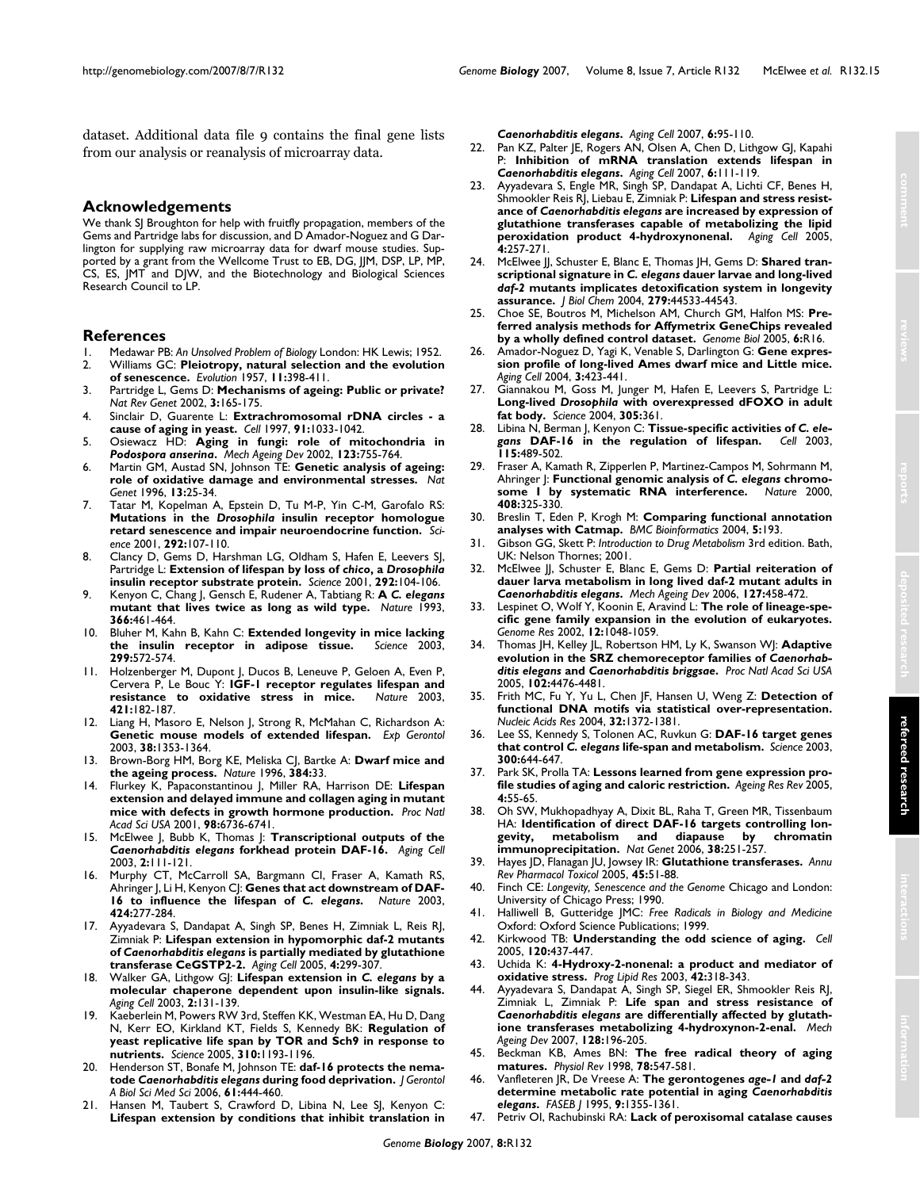dataset. Additional data file 9 contains the final gene lists from our analysis or reanalysis of microarray data.

## Acknowledgements

We thank SJ Broughton for help with fruitfly propagation, members of the Gems and Partridge labs for discussion, and D Amador-Noguez and G Darlington for supplying raw microarray data for dwarf mouse studies. Supported by a grant from the Wellcome Trust to EB, DG, JJM, DSP, LP, MP, CS, ES, JMT and DJW, and the Biotechnology and Biological Sciences Research Council to LP.

## References

1. Medawar PB: *An Unsolved Problem of Biology* London: HK Lewis; 1952.
2. Williams GC: **Pleiotropy, natural selection and the evolution of senescence.** *Evolution* 1957, **11:**398-411.
3. Partridge L, Gems D: **Mechanisms of ageing: Public or private?** *Nat Rev Genet* 2002, **3:**165-175.
4. Sinclair D, Guarente L: **Extrachromosomal rDNA circles - a cause of aging in yeast.** *Cell* 1997, **91:**1033-1042.
5. Osiewacz HD: **Aging in fungi: role of mitochondria in *Podospora anserina*.** *Mech Ageing Dev* 2002, **123:**755-764.
6. Martin GM, Austad SN, Johnson TE: **Genetic analysis of ageing: role of oxidative damage and environmental stresses.** *Nat Genet* 1996, **13:**25-34.
7. Tatar M, Kopelman A, Epstein D, Tu M-P, Yin C-M, Garofalo RS: **Mutations in the *Drosophila* insulin receptor homologue retard senescence and impair neuroendocrine function.** *Science* 2001, **292:**107-110.
8. Clancy D, Gems D, Harshman LG, Oldham S, Hafen E, Leevers SJ, Partridge L: **Extension of lifespan by loss of *chico*, a *Drosophila* insulin receptor substrate protein.** *Science* 2001, **292:**104-106.
9. Kenyon C, Chang J, Gensch E, Rudener A, Tabtiang R: **A *C. elegans* mutant that lives twice as long as wild type.** *Nature* 1993, **366:**461-464.
10. Bluher M, Kahn B, Kahn C: **Extended longevity in mice lacking the insulin receptor in adipose tissue.** *Science* 2003, **299:**572-574.
11. Holzenberger M, Dupont J, Ducos B, Leneuve P, Geloen A, Even P, Cervera P, Le Bouc Y: **IGF-1 receptor regulates lifespan and resistance to oxidative stress in mice.** *Nature* 2003, **421:**182-187.
12. Liang H, Masoro E, Nelson J, Strong R, McMahan C, Richardson A: **Genetic mouse models of extended lifespan.** *Exp Gerontol* 2003, **38:**1353-1364.
13. Brown-Borg HM, Borg KE, Meliska CJ, Bartke A: **Dwarf mice and the ageing process.** *Nature* 1996, **384:**33.
14. Flurkey K, Papaconstantinou J, Miller RA, Harrison DE: **Lifespan extension and delayed immune and collagen aging in mutant mice with defects in growth hormone production.** *Proc Natl Acad Sci USA* 2001, **98:**6736-6741.
15. McElwee J, Bubb K, Thomas J: **Transcriptional outputs of the *Caenorhabditis elegans* forkhead protein DAF-16.** *Aging Cell* 2003, **2:**111-121.
16. Murphy CT, McCarroll SA, Bargmann CI, Fraser A, Kamath RS, Ahringer J, Li H, Kenyon CJ: **Genes that act downstream of DAF-16 to influence the lifespan of *C. elegans*.** *Nature* 2003, **424:**277-284.
17. Ayyadevara S, Dandapat A, Singh SP, Benes H, Zimniak L, Reis RJ, Zimniak P: **Lifespan extension in hypomorphic daf-2 mutants of *Caenorhabditis elegans* is partially mediated by glutathione transferase CeGSTP2-2.** *Aging Cell* 2005, **4:**299-307.
18. Walker GA, Lithgow GJ: **Lifespan extension in *C. elegans* by a molecular chaperone dependent upon insulin-like signals.** *Aging Cell* 2003, **2:**131-139.
19. Kaeberlein M, Powers RW 3rd, Steffen KK, Westman EA, Hu D, Dang N, Kerr EO, Kirkland KT, Fields S, Kennedy BK: **Regulation of yeast replicative life span by TOR and Sch9 in response to nutrients.** *Science* 2005, **310:**1193-1196.
20. Henderson ST, Bonafe M, Johnson TE: **daf-16 protects the nematode *Caenorhabditis elegans* during food deprivation.** *J Gerontol A Biol Sci Med Sci* 2006, **61:**444-460.
21. Hansen M, Taubert S, Crawford D, Libina N, Lee SJ, Kenyon C: **Lifespan extension by conditions that inhibit translation in *Caenorhabditis elegans*.** *Aging Cell* 2007, **6:**95-110.
22. Pan KZ, Palter JE, Rogers AN, Olsen A, Chen D, Lithgow GJ, Kapahi P: **Inhibition of mRNA translation extends lifespan in *Caenorhabditis elegans*.** *Aging Cell* 2007, **6:**111-119.
23. Ayyadevara S, Engle MR, Singh SP, Dandapat A, Lichti CF, Benes H, Shmookler Reis RJ, Liebau E, Zimniak P: **Lifespan and stress resistance of *Caenorhabditis elegans* are increased by expression of glutathione transferases capable of metabolizing the lipid peroxidation product 4-hydroxynonenal.** *Aging Cell* 2005, **4:**257-271.
24. McElwee JJ, Schuster E, Blanc E, Thomas JH, Gems D: **Shared transcriptional signature in *C. elegans* dauer larvae and long-lived *daf-2* mutants implicates detoxification system in longevity assurance.** *J Biol Chem* 2004, **279:**44533-44543.
25. Choe SE, Boutros M, Michelson AM, Church GM, Halfon MS: **Preferred analysis methods for Affymetrix GeneChips revealed by a wholly defined control dataset.** *Genome Biol* 2005, **6:**R16.
26. Amador-Noguez D, Yagi K, Venable S, Darlington G: **Gene expression profile of long-lived Ames dwarf mice and Little mice.** *Aging Cell* 2004, **3:**423-441.
27. Giannakou M, Goss M, Junger M, Hafen E, Leevers S, Partridge L: **Long-lived *Drosophila* with overexpressed dFOXO in adult fat body.** *Science* 2004, **305:**361.
28. Libina N, Berman J, Kenyon C: **Tissue-specific activities of *C. elegans* DAF-16 in the regulation of lifespan.** *Cell* 2003, **115:**489-502.
29. Fraser A, Kamath R, Zipperlen P, Martinez-Campos M, Sohrmann M, Ahringer J: **Functional genomic analysis of *C. elegans* chromosome I by systematic RNA interference.** *Nature* 2000, **408:**325-330.
30. Breslin T, Eden P, Krogh M: **Comparing functional annotation analyses with Catmap.** *BMC Bioinformatics* 2004, **5:**193.
31. Gibson GG, Skett P: *Introduction to Drug Metabolism* 3rd edition. Bath, UK: Nelson Thornes; 2001.
32. McElwee JJ, Schuster E, Blanc E, Gems D: **Partial reiteration of dauer larva metabolism in long lived daf-2 mutant adults in *Caenorhabditis elegans*.** *Mech Ageing Dev* 2006, **127:**458-472.
33. Lespinet O, Wolf Y, Koonin E, Aravind L: **The role of lineage-specific gene family expansion in the evolution of eukaryotes.** *Genome Res* 2002, **12:**1048-1059.
34. Thomas JH, Kelley JL, Robertson HM, Ly K, Swanson WJ: **Adaptive evolution in the SRZ chemoreceptor families of *Caenorhabditis elegans* and *Caenorhabditis briggsae*.** *Proc Natl Acad Sci USA* 2005, **102:**4476-4481.
35. Frith MC, Fu Y, Yu L, Chen JF, Hansen U, Weng Z: **Detection of functional DNA motifs via statistical over-representation.** *Nucleic Acids Res* 2004, **32:**1372-1381.
36. Lee SS, Kennedy S, Tolonen AC, Ruvkun G: **DAF-16 target genes that control *C. elegans* life-span and metabolism.** *Science* 2003, **300:**644-647.
37. Park SK, Prolla TA: **Lessons learned from gene expression profile studies of aging and caloric restriction.** *Ageing Res Rev* 2005, **4:**55-65.
38. Oh SW, Mukhopadhyay A, Dixit BL, Raha T, Green MR, Tissenbaum HA: **Identification of direct DAF-16 targets controlling longevity, metabolism and diapause by chromatin immunoprecipitation.** *Nat Genet* 2006, **38:**251-257.
39. Hayes JD, Flanagan JU, Jowsey IR: **Glutathione transferases.** *Annu Rev Pharmacol Toxicol* 2005, **45:**51-88.
40. Finch CE: *Longevity, Senescence and the Genome* Chicago and London: University of Chicago Press; 1990.
41. Halliwell B, Gutteridge JMC: *Free Radicals in Biology and Medicine* Oxford: Oxford Science Publications; 1999.
42. Kirkwood TB: **Understanding the odd science of aging.** *Cell* 2005, **120:**437-447.
43. Uchida K: **4-Hydroxy-2-nonenal: a product and mediator of oxidative stress.** *Prog Lipid Res* 2003, **42:**318-343.
44. Ayyadevara S, Dandapat A, Singh SP, Siegel ER, Shmookler Reis RJ, Zimniak L, Zimniak P: **Life span and stress resistance of *Caenorhabditis elegans* are differentially affected by glutathione transferases metabolizing 4-hydroxynon-2-enal.** *Mech Ageing Dev* 2007, **128:**196-205.
45. Beckman KB, Ames BN: **The free radical theory of aging matures.** *Physiol Rev* 1998, **78:**547-581.
46. Vanfleteren JR, De Vreese A: **The gerontogenes *age-1* and *daf-2* determine metabolic rate potential in aging *Caenorhabditis elegans*.** *FASEB J* 1995, **9:**1355-1361.
47. Petriv OI, Rachubinski RA: **Lack of peroxisomal catalase causes**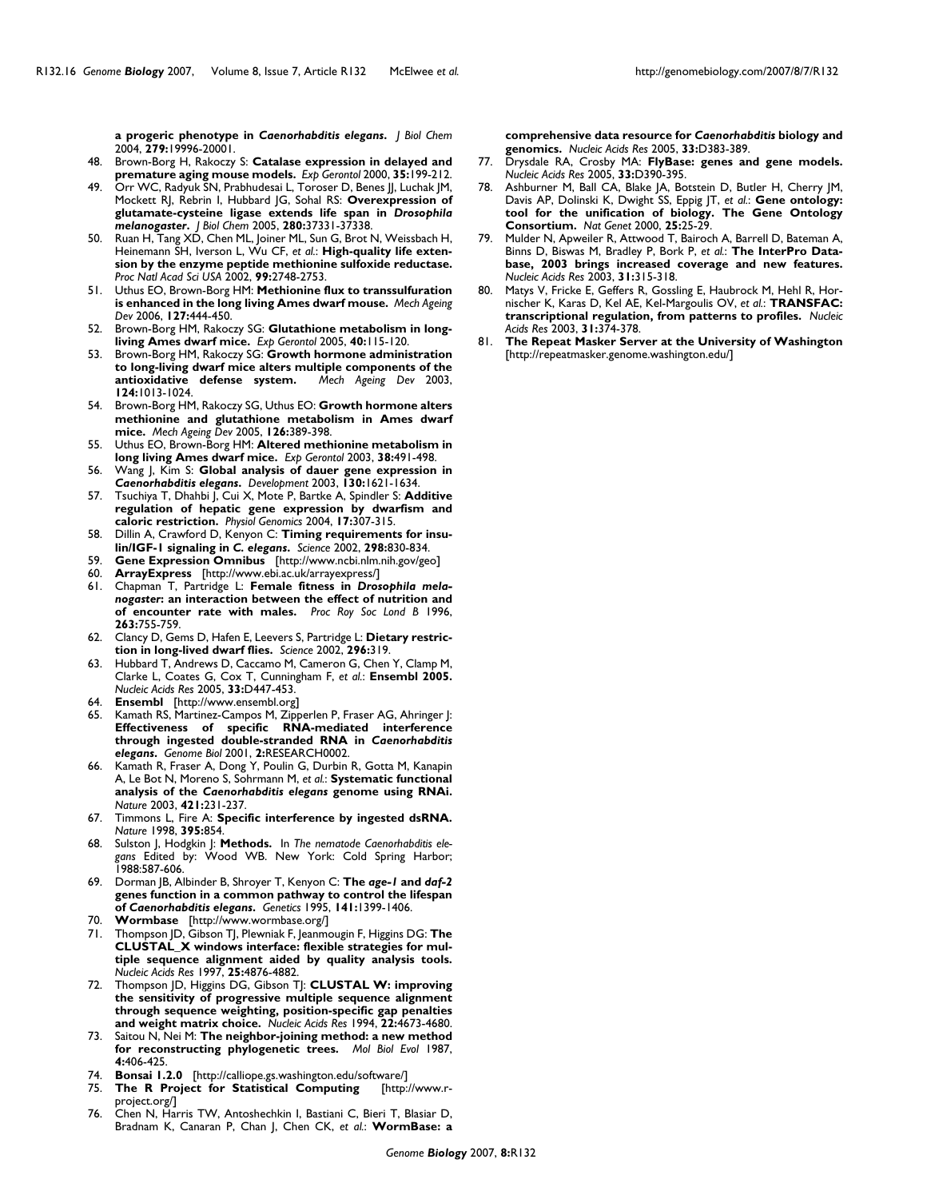a progeric phenotype in *Caenorhabditis elegans*. *J Biol Chem* 2004, **279:**19996-20001.

48. Brown-Borg H, Rakoczy S: **Catalase expression in delayed and premature aging mouse models.** *Exp Gerontol* 2000, **35:**199-212.
49. Orr WC, Radyuk SN, Prabhudesai L, Toroser D, Benes JJ, Luchak JM, Mockett RJ, Rebrin I, Hubbard JG, Sohal RS: **Overexpression of glutamate-cysteine ligase extends life span in *Drosophila melanogaster*.** *J Biol Chem* 2005, **280:**37331-37338.
50. Ruan H, Tang XD, Chen ML, Joiner ML, Sun G, Brot N, Weissbach H, Heinemann SH, Iverson L, Wu CF, *et al.*: **High-quality life extension by the enzyme peptide methionine sulfoxide reductase.** *Proc Natl Acad Sci USA* 2002, **99:**2748-2753.
51. Uthus EO, Brown-Borg HM: **Methionine flux to transsulfuration is enhanced in the long living Ames dwarf mouse.** *Mech Ageing Dev* 2006, **127:**444-450.
52. Brown-Borg HM, Rakoczy SG: **Glutathione metabolism in long-living Ames dwarf mice.** *Exp Gerontol* 2005, **40:**115-120.
53. Brown-Borg HM, Rakoczy SG: **Growth hormone administration to long-living dwarf mice alters multiple components of the antioxidative defense system.** *Mech Ageing Dev* 2003, **124:**1013-1024.
54. Brown-Borg HM, Rakoczy SG, Uthus EO: **Growth hormone alters methionine and glutathione metabolism in Ames dwarf mice.** *Mech Ageing Dev* 2005, **126:**389-398.
55. Uthus EO, Brown-Borg HM: **Altered methionine metabolism in long living Ames dwarf mice.** *Exp Gerontol* 2003, **38:**491-498.
56. Wang J, Kim S: **Global analysis of dauer gene expression in *Caenorhabditis elegans*.** *Development* 2003, **130:**1621-1634.
57. Tsuchiya T, Dhahbi J, Cui X, Mote P, Bartke A, Spindler S: **Additive regulation of hepatic gene expression by dwarfism and caloric restriction.** *Physiol Genomics* 2004, **17:**307-315.
58. Dillin A, Crawford D, Kenyon C: **Timing requirements for insulin/IGF-1 signaling in *C. elegans*.** *Science* 2002, **298:**830-834.
59. **Gene Expression Omnibus** [http://www.ncbi.nlm.nih.gov/geo]
60. **ArrayExpress** [http://www.ebi.ac.uk/arrayexpress/]
61. Chapman T, Partridge L: **Female fitness in *Drosophila melanogaster*: an interaction between the effect of nutrition and of encounter rate with males.** *Proc Roy Soc Lond B* 1996, **263:**755-759.
62. Clancy D, Gems D, Hafen E, Leevers S, Partridge L: **Dietary restriction in long-lived dwarf flies.** *Science* 2002, **296:**319.
63. Hubbard T, Andrews D, Caccamo M, Cameron G, Chen Y, Clamp M, Clarke L, Coates G, Cox T, Cunningham F, *et al.*: **Ensembl 2005.** *Nucleic Acids Res* 2005, **33:**D447-453.
64. **Ensembl** [http://www.ensembl.org]
65. Kamath RS, Martinez-Campos M, Zipperlen P, Fraser AG, Ahringer J: **Effectiveness of specific RNA-mediated interference through ingested double-stranded RNA in *Caenorhabditis elegans*.** *Genome Biol* 2001, **2:**RESEARCH0002.
66. Kamath R, Fraser A, Dong Y, Poulin G, Durbin R, Gotta M, Kanapin A, Le Bot N, Moreno S, Sohrmann M, *et al.*: **Systematic functional analysis of the *Caenorhabditis elegans* genome using RNAi.** *Nature* 2003, **421:**231-237.
67. Timmons L, Fire A: **Specific interference by ingested dsRNA.** *Nature* 1998, **395:**854.
68. Sulston J, Hodgkin J: **Methods.** In *The nematode Caenorhabditis elegans* Edited by: Wood WB. New York: Cold Spring Harbor; 1988:587-606.
69. Dorman JB, Albinder B, Shroyer T, Kenyon C: **The *age-1* and *daf-2* genes function in a common pathway to control the lifespan of *Caenorhabditis elegans*.** *Genetics* 1995, **141:**1399-1406.
70. **Wormbase** [http://www.wormbase.org/]
71. Thompson JD, Gibson TJ, Plewniak F, Jeanmougin F, Higgins DG: **The CLUSTAL_X windows interface: flexible strategies for multiple sequence alignment aided by quality analysis tools.** *Nucleic Acids Res* 1997, **25:**4876-4882.
72. Thompson JD, Higgins DG, Gibson TJ: **CLUSTAL W: improving the sensitivity of progressive multiple sequence alignment through sequence weighting, position-specific gap penalties and weight matrix choice.** *Nucleic Acids Res* 1994, **22:**4673-4680.
73. Saitou N, Nei M: **The neighbor-joining method: a new method for reconstructing phylogenetic trees.** *Mol Biol Evol* 1987, **4:**406-425.
74. **Bonsai 1.2.0** [http://calliope.gs.washington.edu/software/]
75. **The R Project for Statistical Computing** [http://www.r-project.org/]
76. Chen N, Harris TW, Antoshechkin I, Bastiani C, Bieri T, Blasiar D, Bradnam K, Canaran P, Chan J, Chen CK, *et al.*: **WormBase: a comprehensive data resource for *Caenorhabditis* biology and genomics.** *Nucleic Acids Res* 2005, **33:**D383-389.
77. Drysdale RA, Crosby MA: **FlyBase: genes and gene models.** *Nucleic Acids Res* 2005, **33:**D390-395.
78. Ashburner M, Ball CA, Blake JA, Botstein D, Butler H, Cherry JM, Davis AP, Dolinski K, Dwight SS, Eppig JT, *et al.*: **Gene ontology: tool for the unification of biology. The Gene Ontology Consortium.** *Nat Genet* 2000, **25:**25-29.
79. Mulder N, Apweiler R, Attwood T, Bairoch A, Barrell D, Bateman A, Binns D, Biswas M, Bradley P, Bork P, *et al.*: **The InterPro Database, 2003 brings increased coverage and new features.** *Nucleic Acids Res* 2003, **31:**315-318.
80. Matys V, Fricke E, Geffers R, Gossling E, Haubrock M, Hehl R, Hornischer K, Karas D, Kel AE, Kel-Margoulis OV, *et al.*: **TRANSFAC: transcriptional regulation, from patterns to profiles.** *Nucleic Acids Res* 2003, **31:**374-378.
81. **The Repeat Masker Server at the University of Washington** [http://repeatmasker.genome.washington.edu/]